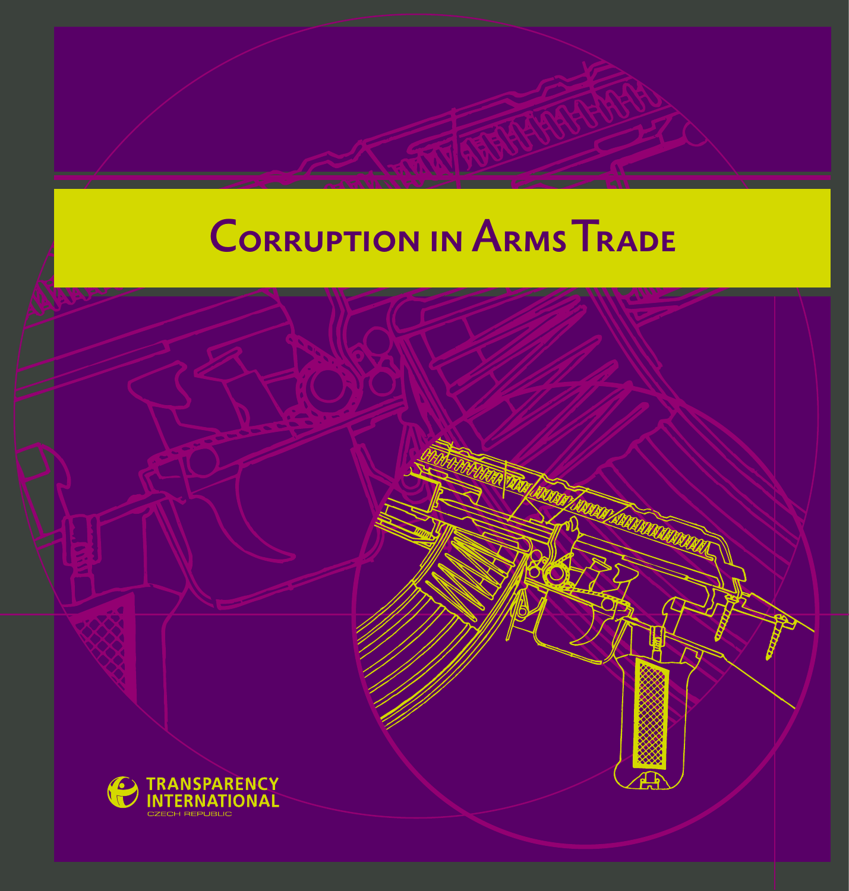# Corruption in Arms Trade

TRANSPARENCY INTERNATIONAL

CZECH REPUBLIC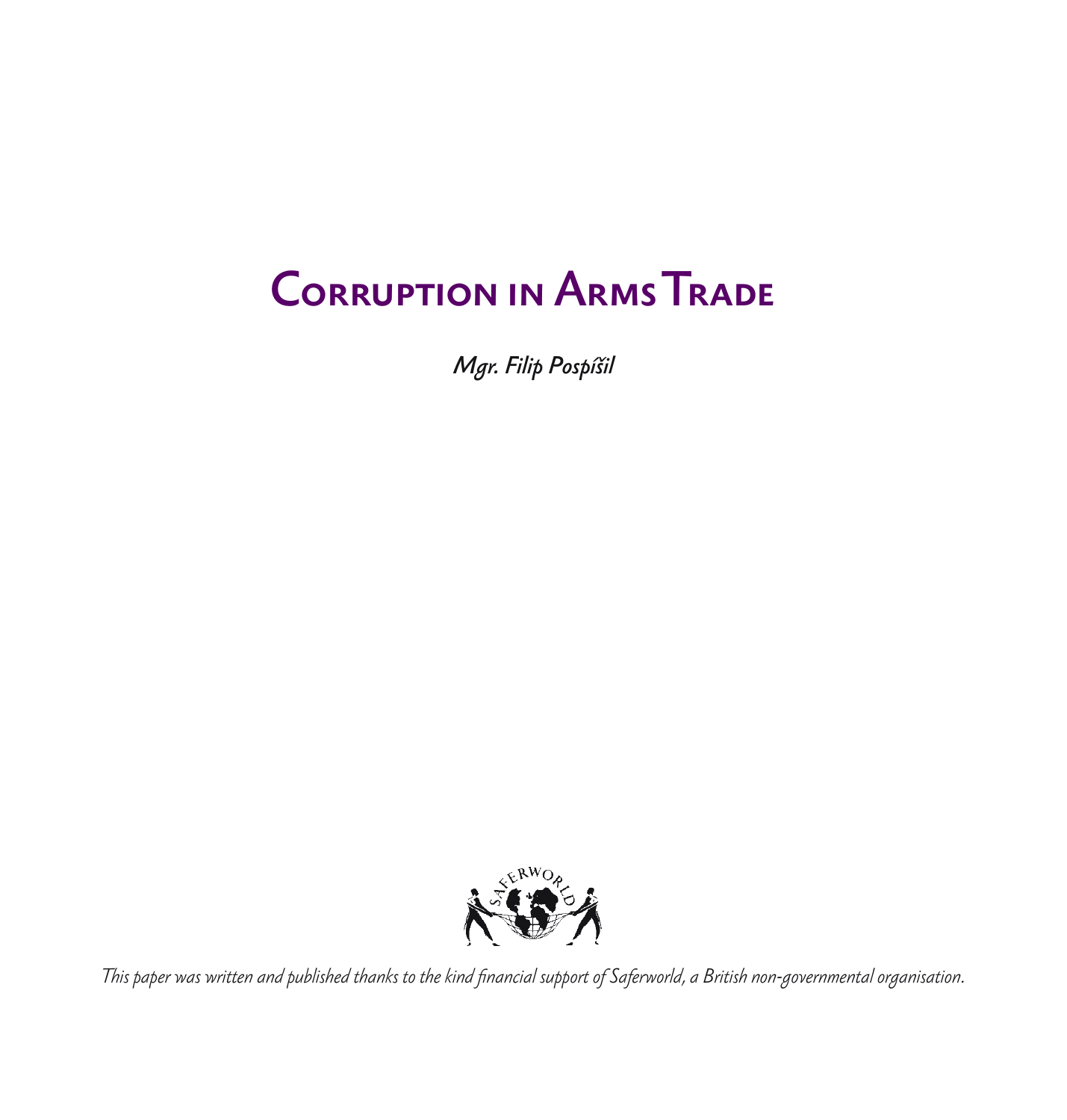# Corruption in Arms Trade

*Mgr. Filip Pospíšil*

*This paper was written and published thanks to the kind financial support of Saferworld, a British non-governmental organisation.*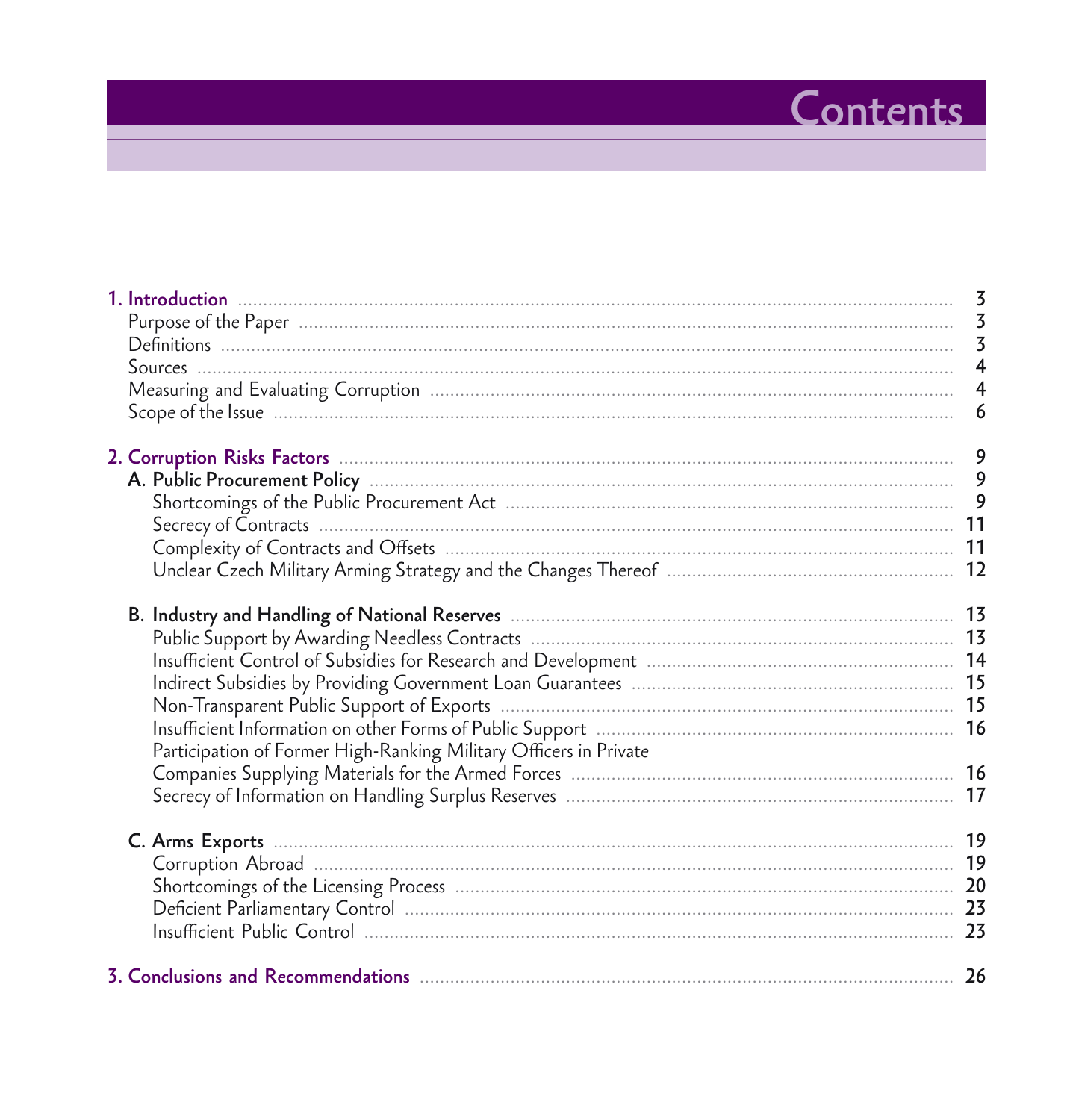# Contents

**1. Introduction** ..... 3
- Purpose of the Paper ..... 3
- Definitions ..... 3
- Sources ..... 4
- Measuring and Evaluating Corruption ..... 4
- Scope of the Issue ..... 6

**2. Corruption Risks Factors** ..... 9

**A. Public Procurement Policy** ..... 9
- Shortcomings of the Public Procurement Act ..... 9
- Secrecy of Contracts ..... 11
- Complexity of Contracts and Offsets ..... 11
- Unclear Czech Military Arming Strategy and the Changes Thereof ..... 12

**B. Industry and Handling of National Reserves** ..... 13
- Public Support by Awarding Needless Contracts ..... 13
- Insufficient Control of Subsidies for Research and Development ..... 14
- Indirect Subsidies by Providing Government Loan Guarantees ..... 15
- Non-Transparent Public Support of Exports ..... 15
- Insufficient Information on other Forms of Public Support ..... 16
- Participation of Former High-Ranking Military Officers in Private Companies Supplying Materials for the Armed Forces ..... 16
- Secrecy of Information on Handling Surplus Reserves ..... 17

**C. Arms Exports** ..... 19
- Corruption Abroad ..... 19
- Shortcomings of the Licensing Process ..... 20
- Deficient Parliamentary Control ..... 23
- Insufficient Public Control ..... 23

**3. Conclusions and Recommendations** ..... 26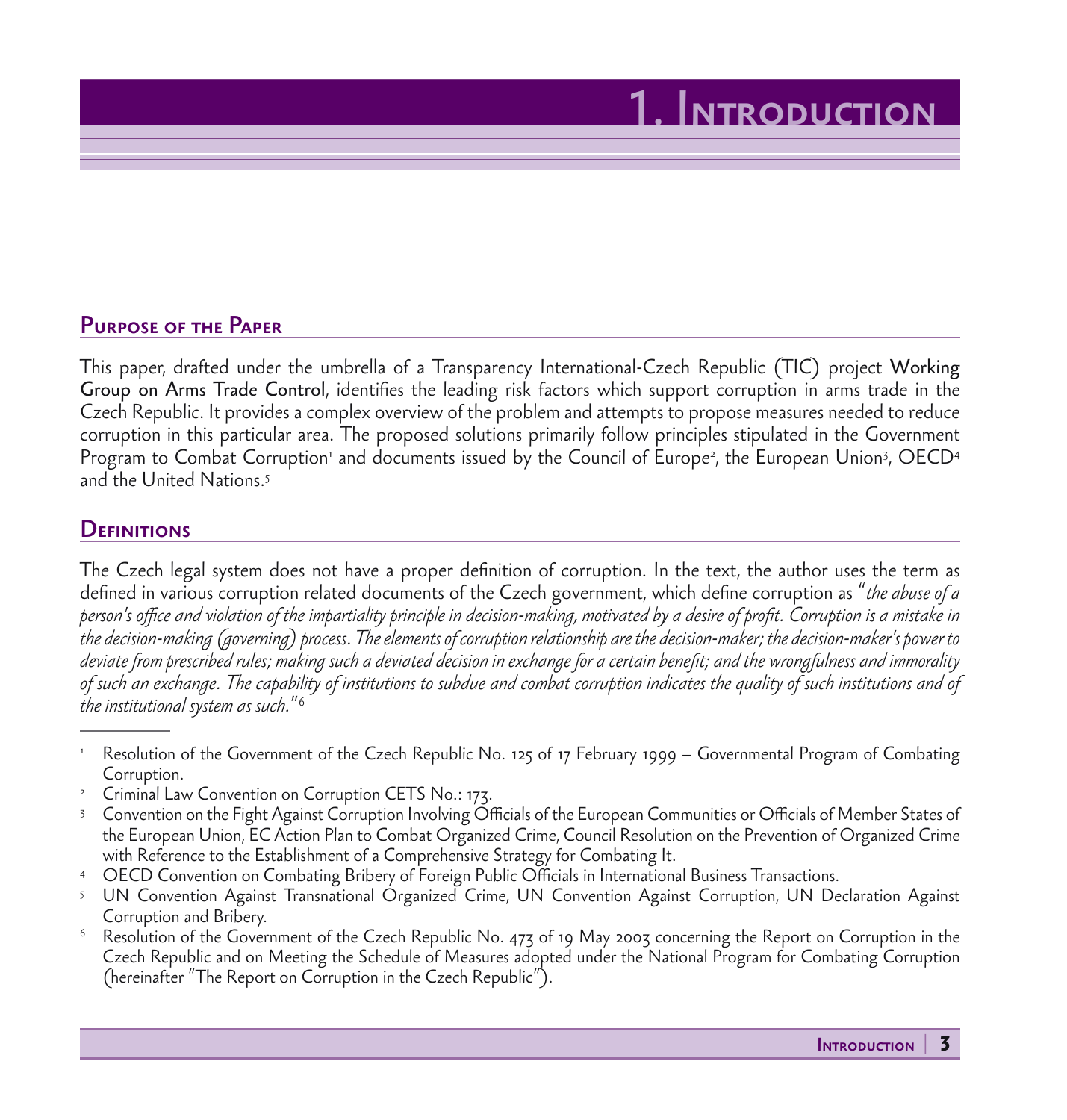# 1. Introduction

## Purpose of the Paper

This paper, drafted under the umbrella of a Transparency International-Czech Republic (TIC) project Working Group on Arms Trade Control, identifies the leading risk factors which support corruption in arms trade in the Czech Republic. It provides a complex overview of the problem and attempts to propose measures needed to reduce corruption in this particular area. The proposed solutions primarily follow principles stipulated in the Government Program to Combat Corruption[1] and documents issued by the Council of Europe[2], the European Union[3], OECD[4] and the United Nations.[5]

## Definitions

The Czech legal system does not have a proper definition of corruption. In the text, the author uses the term as defined in various corruption related documents of the Czech government, which define corruption as "*the abuse of a person's office and violation of the impartiality principle in decision-making, motivated by a desire of profit. Corruption is a mistake in the decision-making (governing) process. The elements of corruption relationship are the decision-maker; the decision-maker's power to deviate from prescribed rules; making such a deviated decision in exchange for a certain benefit; and the wrongfulness and immorality of such an exchange. The capability of institutions to subdue and combat corruption indicates the quality of such institutions and of the institutional system as such.*"[6]

---

[1] Resolution of the Government of the Czech Republic No. 125 of 17 February 1999 – Governmental Program of Combating Corruption.

[2] Criminal Law Convention on Corruption CETS No.: 173.

[3] Convention on the Fight Against Corruption Involving Officials of the European Communities or Officials of Member States of the European Union, EC Action Plan to Combat Organized Crime, Council Resolution on the Prevention of Organized Crime with Reference to the Establishment of a Comprehensive Strategy for Combating It.

[4] OECD Convention on Combating Bribery of Foreign Public Officials in International Business Transactions.

[5] UN Convention Against Transnational Organized Crime, UN Convention Against Corruption, UN Declaration Against Corruption and Bribery.

[6] Resolution of the Government of the Czech Republic No. 473 of 19 May 2003 concerning the Report on Corruption in the Czech Republic and on Meeting the Schedule of Measures adopted under the National Program for Combating Corruption (hereinafter "The Report on Corruption in the Czech Republic").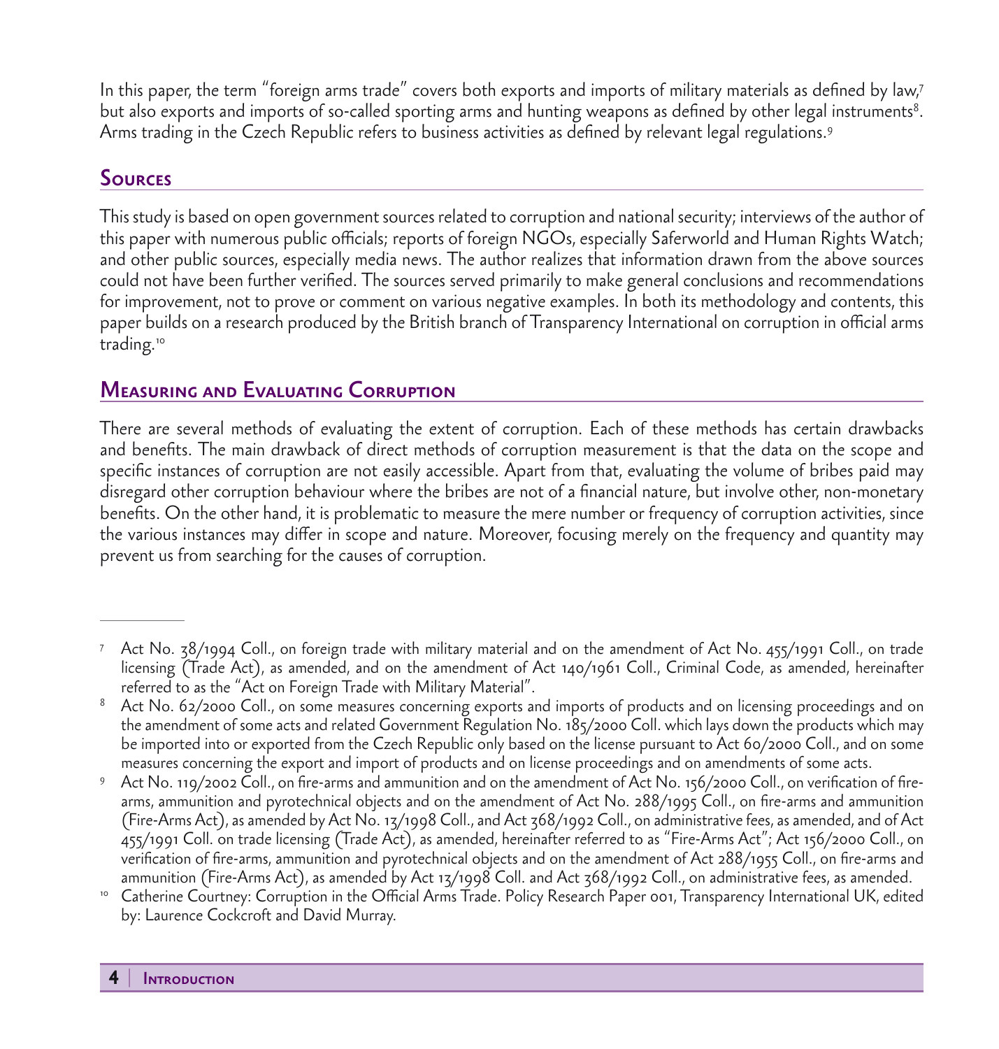In this paper, the term "foreign arms trade" covers both exports and imports of military materials as defined by law,[7] but also exports and imports of so-called sporting arms and hunting weapons as defined by other legal instruments[8]. Arms trading in the Czech Republic refers to business activities as defined by relevant legal regulations.[9]

## Sources

This study is based on open government sources related to corruption and national security; interviews of the author of this paper with numerous public officials; reports of foreign NGOs, especially Saferworld and Human Rights Watch; and other public sources, especially media news. The author realizes that information drawn from the above sources could not have been further verified. The sources served primarily to make general conclusions and recommendations for improvement, not to prove or comment on various negative examples. In both its methodology and contents, this paper builds on a research produced by the British branch of Transparency International on corruption in official arms trading.[10]

## Measuring and Evaluating Corruption

There are several methods of evaluating the extent of corruption. Each of these methods has certain drawbacks and benefits. The main drawback of direct methods of corruption measurement is that the data on the scope and specific instances of corruption are not easily accessible. Apart from that, evaluating the volume of bribes paid may disregard other corruption behaviour where the bribes are not of a financial nature, but involve other, non-monetary benefits. On the other hand, it is problematic to measure the mere number or frequency of corruption activities, since the various instances may differ in scope and nature. Moreover, focusing merely on the frequency and quantity may prevent us from searching for the causes of corruption.

---

[7] Act No. 38/1994 Coll., on foreign trade with military material and on the amendment of Act No. 455/1991 Coll., on trade licensing (Trade Act), as amended, and on the amendment of Act 140/1961 Coll., Criminal Code, as amended, hereinafter referred to as the "Act on Foreign Trade with Military Material".

[8] Act No. 62/2000 Coll., on some measures concerning exports and imports of products and on licensing proceedings and on the amendment of some acts and related Government Regulation No. 185/2000 Coll. which lays down the products which may be imported into or exported from the Czech Republic only based on the license pursuant to Act 60/2000 Coll., and on some measures concerning the export and import of products and on license proceedings and on amendments of some acts.

[9] Act No. 119/2002 Coll., on fire-arms and ammunition and on the amendment of Act No. 156/2000 Coll., on verification of fire-arms, ammunition and pyrotechnical objects and on the amendment of Act No. 288/1995 Coll., on fire-arms and ammunition (Fire-Arms Act), as amended by Act No. 13/1998 Coll., and Act 368/1992 Coll., on administrative fees, as amended, and of Act 455/1991 Coll. on trade licensing (Trade Act), as amended, hereinafter referred to as "Fire-Arms Act"; Act 156/2000 Coll., on verification of fire-arms, ammunition and pyrotechnical objects and on the amendment of Act 288/1955 Coll., on fire-arms and ammunition (Fire-Arms Act), as amended by Act 13/1998 Coll. and Act 368/1992 Coll., on administrative fees, as amended.

[10] Catherine Courtney: Corruption in the Official Arms Trade. Policy Research Paper 001, Transparency International UK, edited by: Laurence Cockcroft and David Murray.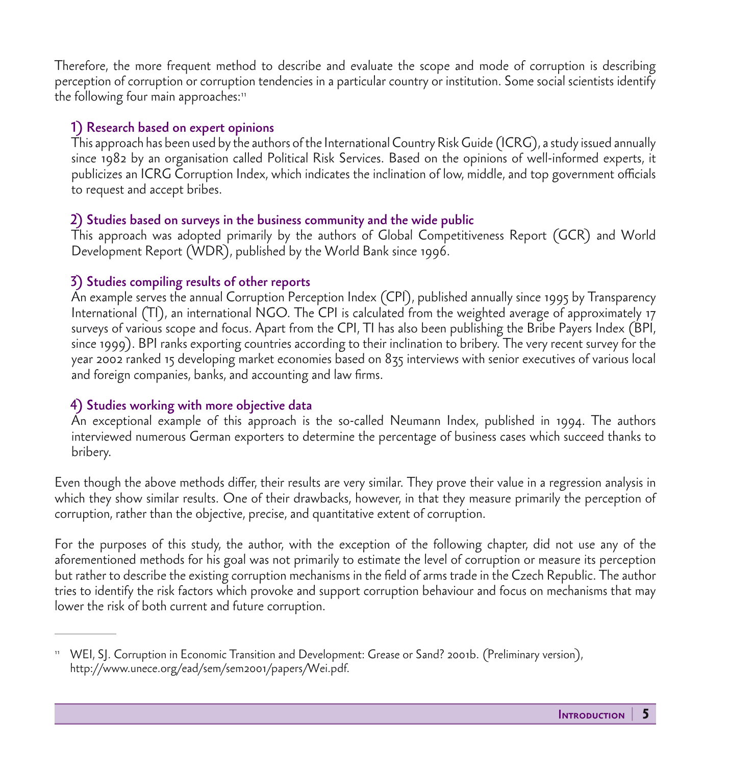Therefore, the more frequent method to describe and evaluate the scope and mode of corruption is describing perception of corruption or corruption tendencies in a particular country or institution. Some social scientists identify the following four main approaches:[11]

### 1) Research based on expert opinions

This approach has been used by the authors of the International Country Risk Guide (ICRG), a study issued annually since 1982 by an organisation called Political Risk Services. Based on the opinions of well-informed experts, it publicizes an ICRG Corruption Index, which indicates the inclination of low, middle, and top government officials to request and accept bribes.

### 2) Studies based on surveys in the business community and the wide public

This approach was adopted primarily by the authors of Global Competitiveness Report (GCR) and World Development Report (WDR), published by the World Bank since 1996.

### 3) Studies compiling results of other reports

An example serves the annual Corruption Perception Index (CPI), published annually since 1995 by Transparency International (TI), an international NGO. The CPI is calculated from the weighted average of approximately 17 surveys of various scope and focus. Apart from the CPI, TI has also been publishing the Bribe Payers Index (BPI, since 1999). BPI ranks exporting countries according to their inclination to bribery. The very recent survey for the year 2002 ranked 15 developing market economies based on 835 interviews with senior executives of various local and foreign companies, banks, and accounting and law firms.

### 4) Studies working with more objective data

An exceptional example of this approach is the so-called Neumann Index, published in 1994. The authors interviewed numerous German exporters to determine the percentage of business cases which succeed thanks to bribery.

Even though the above methods differ, their results are very similar. They prove their value in a regression analysis in which they show similar results. One of their drawbacks, however, in that they measure primarily the perception of corruption, rather than the objective, precise, and quantitative extent of corruption.

For the purposes of this study, the author, with the exception of the following chapter, did not use any of the aforementioned methods for his goal was not primarily to estimate the level of corruption or measure its perception but rather to describe the existing corruption mechanisms in the field of arms trade in the Czech Republic. The author tries to identify the risk factors which provoke and support corruption behaviour and focus on mechanisms that may lower the risk of both current and future corruption.

---

[11] WEI, SJ. Corruption in Economic Transition and Development: Grease or Sand? 2001b. (Preliminary version), http://www.unece.org/ead/sem/sem2001/papers/Wei.pdf.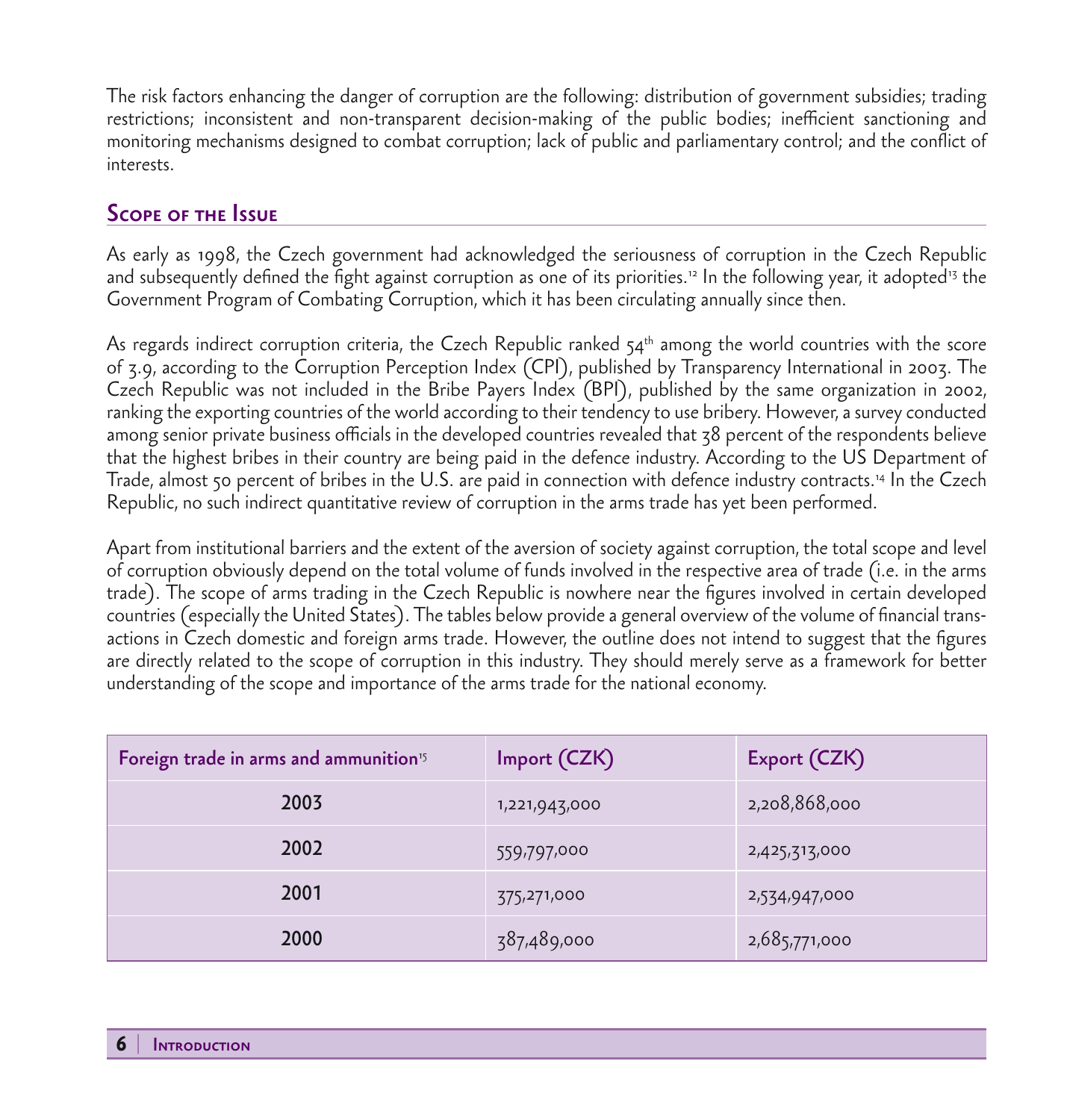The risk factors enhancing the danger of corruption are the following: distribution of government subsidies; trading restrictions; inconsistent and non-transparent decision-making of the public bodies; inefficient sanctioning and monitoring mechanisms designed to combat corruption; lack of public and parliamentary control; and the conflict of interests.

## Scope of the Issue

As early as 1998, the Czech government had acknowledged the seriousness of corruption in the Czech Republic and subsequently defined the fight against corruption as one of its priorities.[12] In the following year, it adopted[13] the Government Program of Combating Corruption, which it has been circulating annually since then.

As regards indirect corruption criteria, the Czech Republic ranked 54th among the world countries with the score of 3.9, according to the Corruption Perception Index (CPI), published by Transparency International in 2003. The Czech Republic was not included in the Bribe Payers Index (BPI), published by the same organization in 2002, ranking the exporting countries of the world according to their tendency to use bribery. However, a survey conducted among senior private business officials in the developed countries revealed that 38 percent of the respondents believe that the highest bribes in their country are being paid in the defence industry. According to the US Department of Trade, almost 50 percent of bribes in the U.S. are paid in connection with defence industry contracts.[14] In the Czech Republic, no such indirect quantitative review of corruption in the arms trade has yet been performed.

Apart from institutional barriers and the extent of the aversion of society against corruption, the total scope and level of corruption obviously depend on the total volume of funds involved in the respective area of trade (i.e. in the arms trade). The scope of arms trading in the Czech Republic is nowhere near the figures involved in certain developed countries (especially the United States). The tables below provide a general overview of the volume of financial transactions in Czech domestic and foreign arms trade. However, the outline does not intend to suggest that the figures are directly related to the scope of corruption in this industry. They should merely serve as a framework for better understanding of the scope and importance of the arms trade for the national economy.

| Foreign trade in arms and ammunition[15] | Import (CZK) | Export (CZK) |
|---|---|---|
| 2003 | 1,221,943,000 | 2,208,868,000 |
| 2002 | 559,797,000 | 2,425,313,000 |
| 2001 | 375,271,000 | 2,534,947,000 |
| 2000 | 387,489,000 | 2,685,771,000 |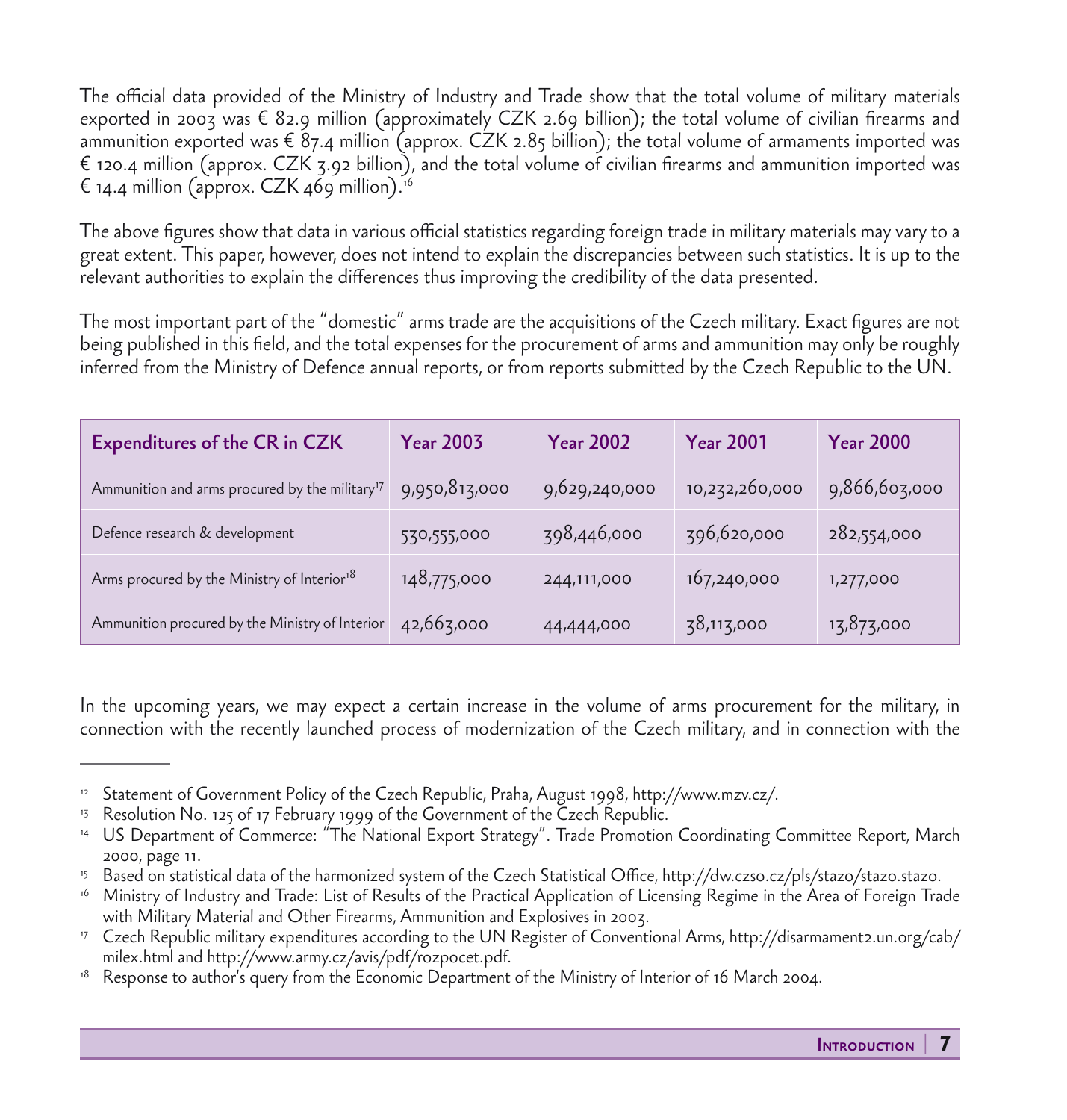The official data provided of the Ministry of Industry and Trade show that the total volume of military materials exported in 2003 was € 82.9 million (approximately CZK 2.69 billion); the total volume of civilian firearms and ammunition exported was € 87.4 million (approx. CZK 2.85 billion); the total volume of armaments imported was € 120.4 million (approx. CZK 3.92 billion), and the total volume of civilian firearms and ammunition imported was € 14.4 million (approx. CZK 469 million).[16]

The above figures show that data in various official statistics regarding foreign trade in military materials may vary to a great extent. This paper, however, does not intend to explain the discrepancies between such statistics. It is up to the relevant authorities to explain the differences thus improving the credibility of the data presented.

The most important part of the "domestic" arms trade are the acquisitions of the Czech military. Exact figures are not being published in this field, and the total expenses for the procurement of arms and ammunition may only be roughly inferred from the Ministry of Defence annual reports, or from reports submitted by the Czech Republic to the UN.

| Expenditures of the CR in CZK | Year 2003 | Year 2002 | Year 2001 | Year 2000 |
|---|---|---|---|---|
| Ammunition and arms procured by the military[17] | 9,950,813,000 | 9,629,240,000 | 10,232,260,000 | 9,866,603,000 |
| Defence research & development | 530,555,000 | 398,446,000 | 396,620,000 | 282,554,000 |
| Arms procured by the Ministry of Interior[18] | 148,775,000 | 244,111,000 | 167,240,000 | 1,277,000 |
| Ammunition procured by the Ministry of Interior | 42,663,000 | 44,444,000 | 38,113,000 | 13,873,000 |

In the upcoming years, we may expect a certain increase in the volume of arms procurement for the military, in connection with the recently launched process of modernization of the Czech military, and in connection with the

---

[12] Statement of Government Policy of the Czech Republic, Praha, August 1998, http://www.mzv.cz/.

[13] Resolution No. 125 of 17 February 1999 of the Government of the Czech Republic.

[14] US Department of Commerce: "The National Export Strategy". Trade Promotion Coordinating Committee Report, March 2000, page 11.

[15] Based on statistical data of the harmonized system of the Czech Statistical Office, http://dw.czso.cz/pls/stazo/stazo.stazo.

[16] Ministry of Industry and Trade: List of Results of the Practical Application of Licensing Regime in the Area of Foreign Trade with Military Material and Other Firearms, Ammunition and Explosives in 2003.

[17] Czech Republic military expenditures according to the UN Register of Conventional Arms, http://disarmament2.un.org/cab/milex.html and http://www.army.cz/avis/pdf/rozpocet.pdf.

[18] Response to author's query from the Economic Department of the Ministry of Interior of 16 March 2004.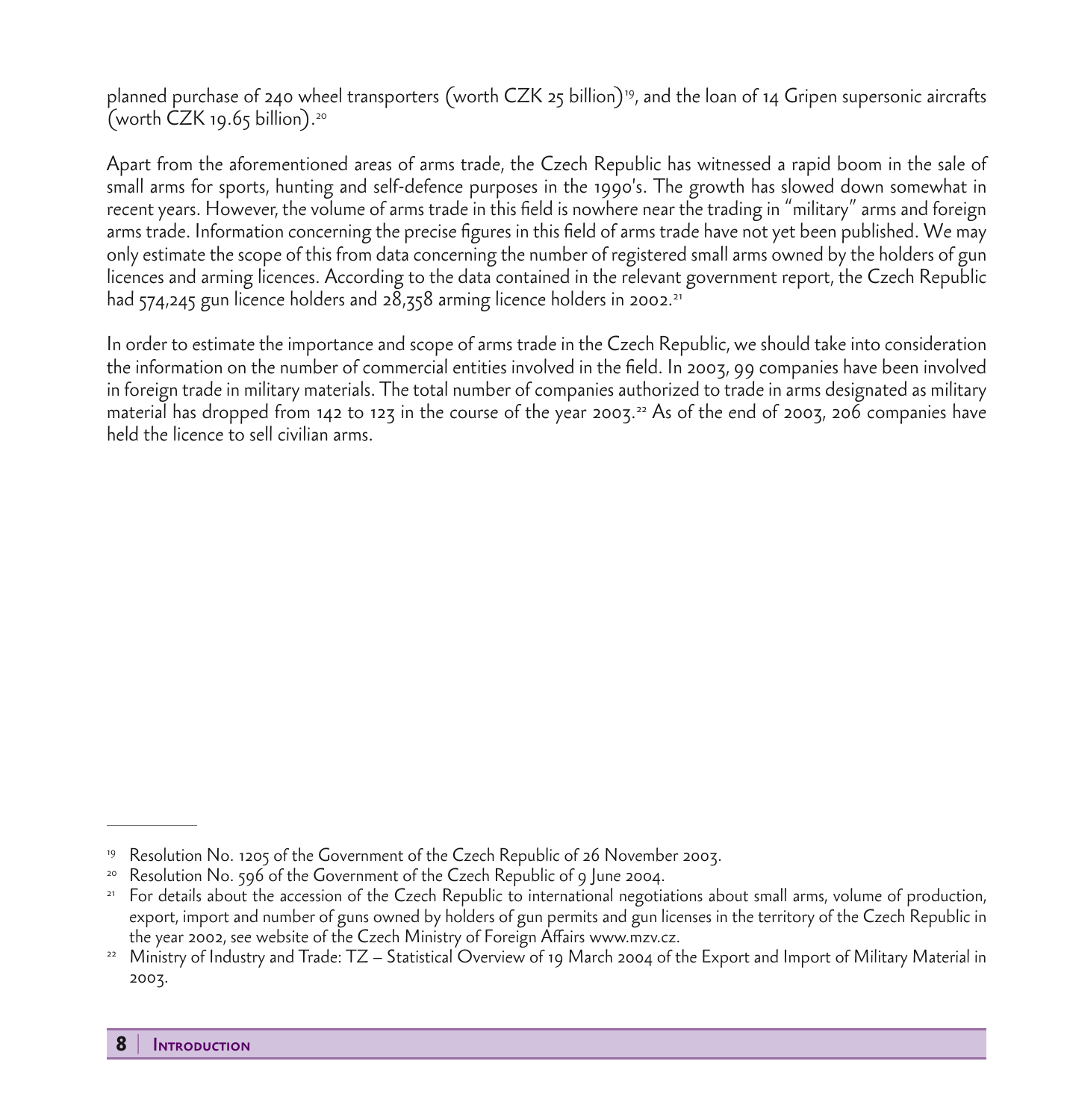planned purchase of 240 wheel transporters (worth CZK 25 billion)[19], and the loan of 14 Gripen supersonic aircrafts (worth CZK 19.65 billion).[20]

Apart from the aforementioned areas of arms trade, the Czech Republic has witnessed a rapid boom in the sale of small arms for sports, hunting and self-defence purposes in the 1990's. The growth has slowed down somewhat in recent years. However, the volume of arms trade in this field is nowhere near the trading in "military" arms and foreign arms trade. Information concerning the precise figures in this field of arms trade have not yet been published. We may only estimate the scope of this from data concerning the number of registered small arms owned by the holders of gun licences and arming licences. According to the data contained in the relevant government report, the Czech Republic had 574,245 gun licence holders and 28,358 arming licence holders in 2002.[21]

In order to estimate the importance and scope of arms trade in the Czech Republic, we should take into consideration the information on the number of commercial entities involved in the field. In 2003, 99 companies have been involved in foreign trade in military materials. The total number of companies authorized to trade in arms designated as military material has dropped from 142 to 123 in the course of the year 2003.[22] As of the end of 2003, 206 companies have held the licence to sell civilian arms.

---

[19] Resolution No. 1205 of the Government of the Czech Republic of 26 November 2003.

[20] Resolution No. 596 of the Government of the Czech Republic of 9 June 2004.

[21] For details about the accession of the Czech Republic to international negotiations about small arms, volume of production, export, import and number of guns owned by holders of gun permits and gun licenses in the territory of the Czech Republic in the year 2002, see website of the Czech Ministry of Foreign Affairs www.mzv.cz.

[22] Ministry of Industry and Trade: TZ – Statistical Overview of 19 March 2004 of the Export and Import of Military Material in 2003.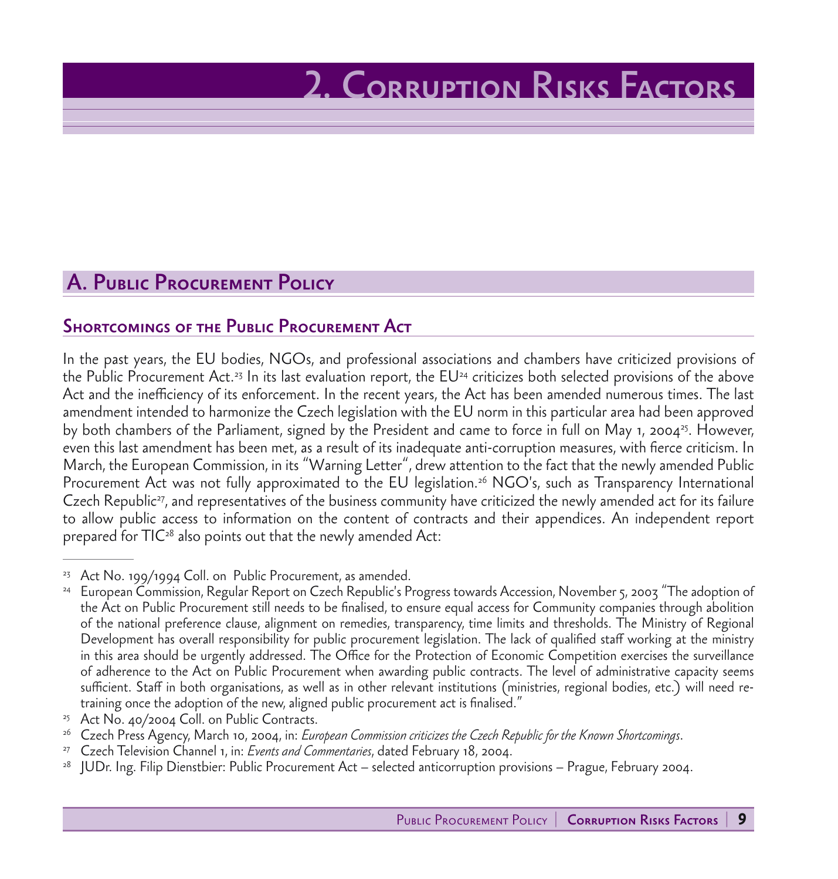# 2. Corruption Risks Factors

## A. Public Procurement Policy

### Shortcomings of the Public Procurement Act

In the past years, the EU bodies, NGOs, and professional associations and chambers have criticized provisions of the Public Procurement Act.[23] In its last evaluation report, the EU[24] criticizes both selected provisions of the above Act and the inefficiency of its enforcement. In the recent years, the Act has been amended numerous times. The last amendment intended to harmonize the Czech legislation with the EU norm in this particular area had been approved by both chambers of the Parliament, signed by the President and came to force in full on May 1, 2004[25]. However, even this last amendment has been met, as a result of its inadequate anti-corruption measures, with fierce criticism. In March, the European Commission, in its "Warning Letter", drew attention to the fact that the newly amended Public Procurement Act was not fully approximated to the EU legislation.[26] NGO's, such as Transparency International Czech Republic[27], and representatives of the business community have criticized the newly amended act for its failure to allow public access to information on the content of contracts and their appendices. An independent report prepared for TIC[28] also points out that the newly amended Act:

---

[23] Act No. 199/1994 Coll. on Public Procurement, as amended.

[24] European Commission, Regular Report on Czech Republic's Progress towards Accession, November 5, 2003 "The adoption of the Act on Public Procurement still needs to be finalised, to ensure equal access for Community companies through abolition of the national preference clause, alignment on remedies, transparency, time limits and thresholds. The Ministry of Regional Development has overall responsibility for public procurement legislation. The lack of qualified staff working at the ministry in this area should be urgently addressed. The Office for the Protection of Economic Competition exercises the surveillance of adherence to the Act on Public Procurement when awarding public contracts. The level of administrative capacity seems sufficient. Staff in both organisations, as well as in other relevant institutions (ministries, regional bodies, etc.) will need re-training once the adoption of the new, aligned public procurement act is finalised."

[25] Act No. 40/2004 Coll. on Public Contracts.

[26] Czech Press Agency, March 10, 2004, in: *European Commission criticizes the Czech Republic for the Known Shortcomings*.

[27] Czech Television Channel 1, in: *Events and Commentaries*, dated February 18, 2004.

[28] JUDr. Ing. Filip Dienstbier: Public Procurement Act – selected anticorruption provisions – Prague, February 2004.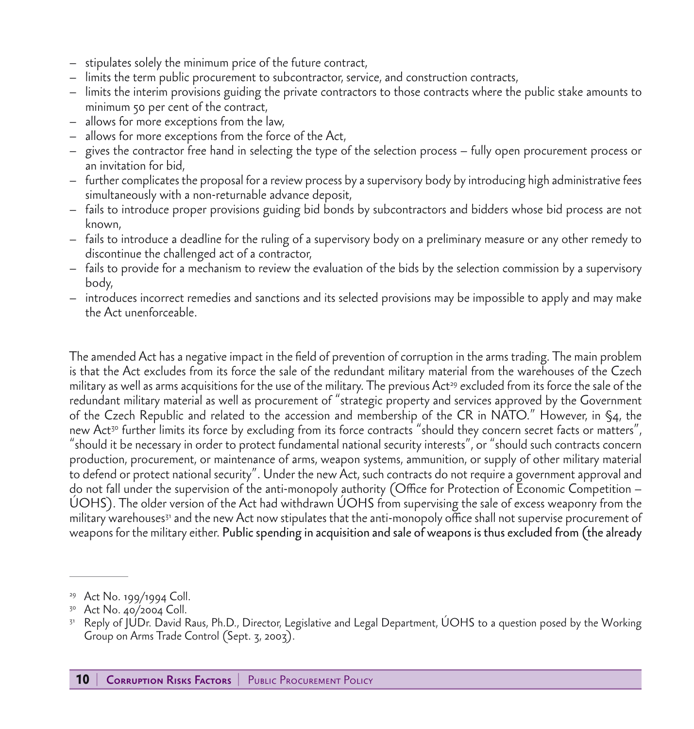- stipulates solely the minimum price of the future contract,
- limits the term public procurement to subcontractor, service, and construction contracts,
- limits the interim provisions guiding the private contractors to those contracts where the public stake amounts to minimum 50 per cent of the contract,
- allows for more exceptions from the law,
- allows for more exceptions from the force of the Act,
- gives the contractor free hand in selecting the type of the selection process – fully open procurement process or an invitation for bid,
- further complicates the proposal for a review process by a supervisory body by introducing high administrative fees simultaneously with a non-returnable advance deposit,
- fails to introduce proper provisions guiding bid bonds by subcontractors and bidders whose bid process are not known,
- fails to introduce a deadline for the ruling of a supervisory body on a preliminary measure or any other remedy to discontinue the challenged act of a contractor,
- fails to provide for a mechanism to review the evaluation of the bids by the selection commission by a supervisory body,
- introduces incorrect remedies and sanctions and its selected provisions may be impossible to apply and may make the Act unenforceable.

The amended Act has a negative impact in the field of prevention of corruption in the arms trading. The main problem is that the Act excludes from its force the sale of the redundant military material from the warehouses of the Czech military as well as arms acquisitions for the use of the military. The previous Act[29] excluded from its force the sale of the redundant military material as well as procurement of "strategic property and services approved by the Government of the Czech Republic and related to the accession and membership of the CR in NATO." However, in §4, the new Act[30] further limits its force by excluding from its force contracts "should they concern secret facts or matters", "should it be necessary in order to protect fundamental national security interests", or "should such contracts concern production, procurement, or maintenance of arms, weapon systems, ammunition, or supply of other military material to defend or protect national security". Under the new Act, such contracts do not require a government approval and do not fall under the supervision of the anti-monopoly authority (Office for Protection of Economic Competition – ÚOHS). The older version of the Act had withdrawn ÚOHS from supervising the sale of excess weaponry from the military warehouses[31] and the new Act now stipulates that the anti-monopoly office shall not supervise procurement of weapons for the military either. Public spending in acquisition and sale of weapons is thus excluded from (the already

---

[29] Act No. 199/1994 Coll.

[30] Act No. 40/2004 Coll.

[31] Reply of JUDr. David Raus, Ph.D., Director, Legislative and Legal Department, ÚOHS to a question posed by the Working Group on Arms Trade Control (Sept. 3, 2003).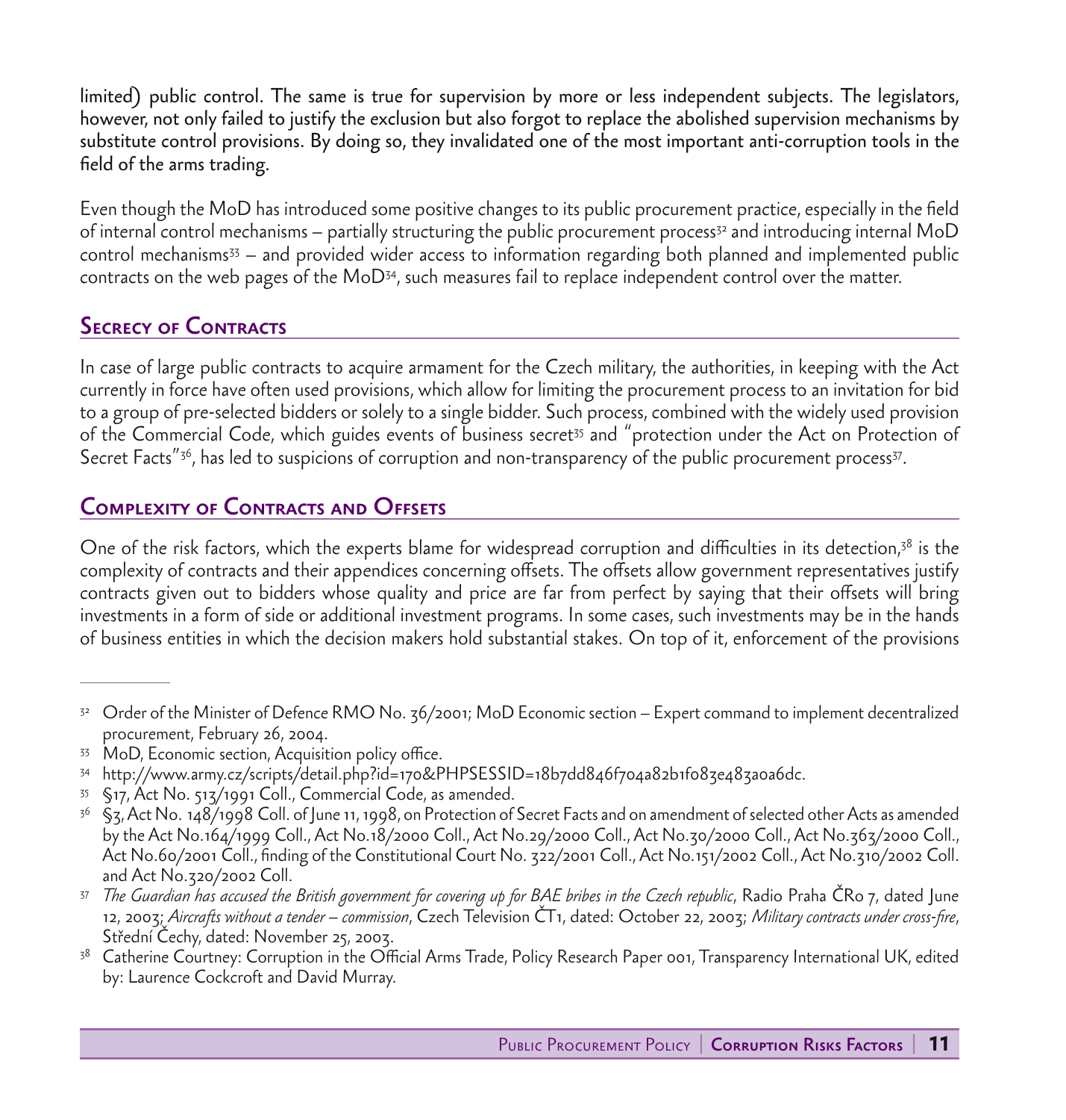limited) public control. The same is true for supervision by more or less independent subjects. The legislators, however, not only failed to justify the exclusion but also forgot to replace the abolished supervision mechanisms by substitute control provisions. By doing so, they invalidated one of the most important anti-corruption tools in the field of the arms trading.

Even though the MoD has introduced some positive changes to its public procurement practice, especially in the field of internal control mechanisms – partially structuring the public procurement process[32] and introducing internal MoD control mechanisms[33] – and provided wider access to information regarding both planned and implemented public contracts on the web pages of the MoD[34], such measures fail to replace independent control over the matter.

## Secrecy of Contracts

In case of large public contracts to acquire armament for the Czech military, the authorities, in keeping with the Act currently in force have often used provisions, which allow for limiting the procurement process to an invitation for bid to a group of pre-selected bidders or solely to a single bidder. Such process, combined with the widely used provision of the Commercial Code, which guides events of business secret[35] and "protection under the Act on Protection of Secret Facts"[36], has led to suspicions of corruption and non-transparency of the public procurement process[37].

## Complexity of Contracts and Offsets

One of the risk factors, which the experts blame for widespread corruption and difficulties in its detection,[38] is the complexity of contracts and their appendices concerning offsets. The offsets allow government representatives justify contracts given out to bidders whose quality and price are far from perfect by saying that their offsets will bring investments in a form of side or additional investment programs. In some cases, such investments may be in the hands of business entities in which the decision makers hold substantial stakes. On top of it, enforcement of the provisions

---

[32] Order of the Minister of Defence RMO No. 36/2001; MoD Economic section – Expert command to implement decentralized procurement, February 26, 2004.

[33] MoD, Economic section, Acquisition policy office.

[34] http://www.army.cz/scripts/detail.php?id=170&PHPSESSID=18b7dd846f704a82b1f083e483a0a6dc.

[35] §17, Act No. 513/1991 Coll., Commercial Code, as amended.

[36] §3, Act No. 148/1998 Coll. of June 11, 1998, on Protection of Secret Facts and on amendment of selected other Acts as amended by the Act No.164/1999 Coll., Act No.18/2000 Coll., Act No.29/2000 Coll., Act No.30/2000 Coll., Act No.363/2000 Coll., Act No.60/2001 Coll., finding of the Constitutional Court No. 322/2001 Coll., Act No.151/2002 Coll., Act No.310/2002 Coll. and Act No.320/2002 Coll.

[37] *The Guardian has accused the British government for covering up for BAE bribes in the Czech republic*, Radio Praha ČRo 7, dated June 12, 2003; *Aircrafts without a tender – commission*, Czech Television ČT1, dated: October 22, 2003; *Military contracts under cross-fire*, Střední Čechy, dated: November 25, 2003.

[38] Catherine Courtney: Corruption in the Official Arms Trade, Policy Research Paper 001, Transparency International UK, edited by: Laurence Cockcroft and David Murray.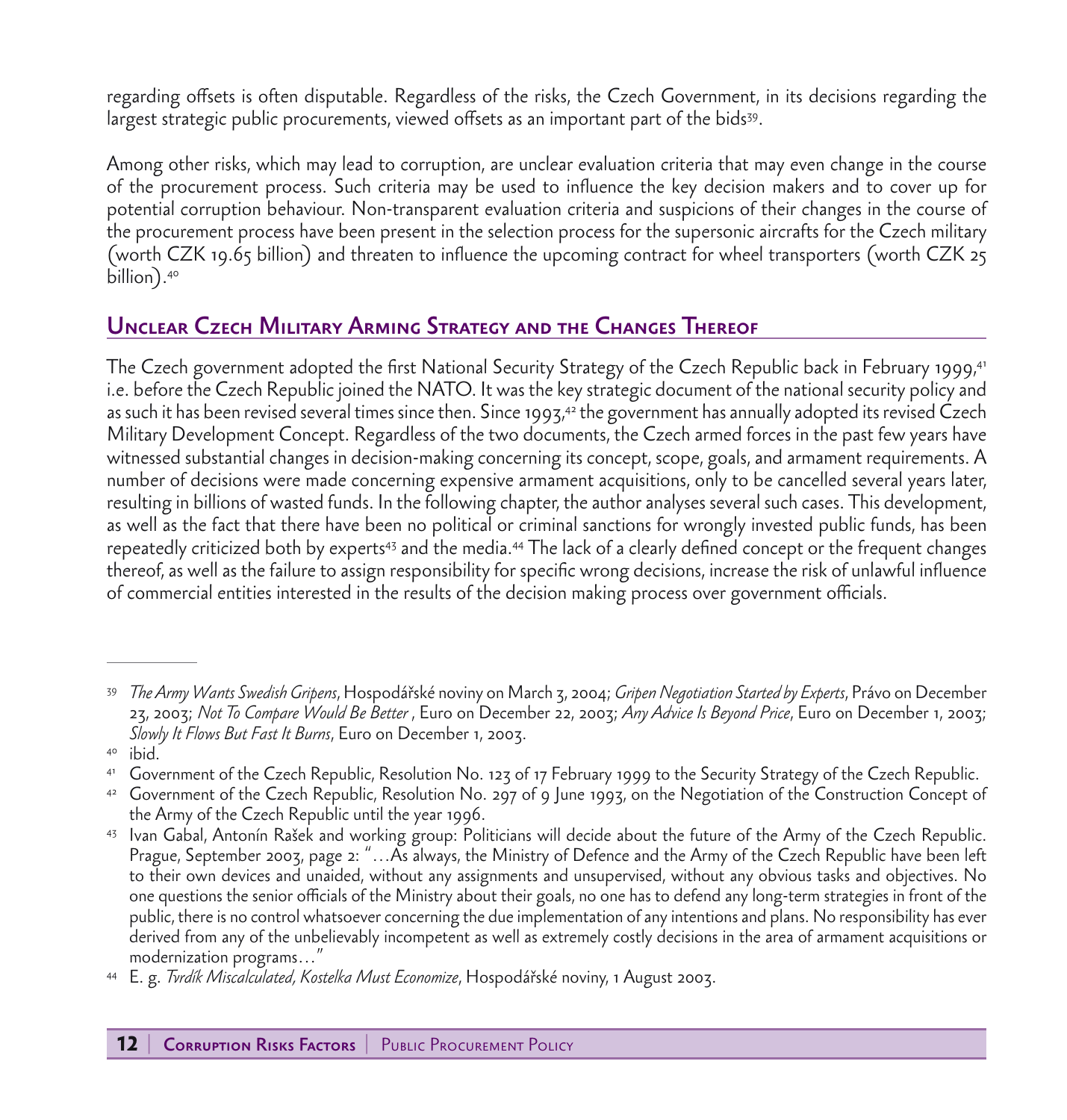regarding offsets is often disputable. Regardless of the risks, the Czech Government, in its decisions regarding the largest strategic public procurements, viewed offsets as an important part of the bids[39].

Among other risks, which may lead to corruption, are unclear evaluation criteria that may even change in the course of the procurement process. Such criteria may be used to influence the key decision makers and to cover up for potential corruption behaviour. Non-transparent evaluation criteria and suspicions of their changes in the course of the procurement process have been present in the selection process for the supersonic aircrafts for the Czech military (worth CZK 19.65 billion) and threaten to influence the upcoming contract for wheel transporters (worth CZK 25 billion).[40]

## Unclear Czech Military Arming Strategy and the Changes Thereof

The Czech government adopted the first National Security Strategy of the Czech Republic back in February 1999,[41] i.e. before the Czech Republic joined the NATO. It was the key strategic document of the national security policy and as such it has been revised several times since then. Since 1993,[42] the government has annually adopted its revised Czech Military Development Concept. Regardless of the two documents, the Czech armed forces in the past few years have witnessed substantial changes in decision-making concerning its concept, scope, goals, and armament requirements. A number of decisions were made concerning expensive armament acquisitions, only to be cancelled several years later, resulting in billions of wasted funds. In the following chapter, the author analyses several such cases. This development, as well as the fact that there have been no political or criminal sanctions for wrongly invested public funds, has been repeatedly criticized both by experts[43] and the media.[44] The lack of a clearly defined concept or the frequent changes thereof, as well as the failure to assign responsibility for specific wrong decisions, increase the risk of unlawful influence of commercial entities interested in the results of the decision making process over government officials.

---

[39] *The Army Wants Swedish Gripens*, Hospodářské noviny on March 3, 2004; *Gripen Negotiation Started by Experts*, Právo on December 23, 2003; *Not To Compare Would Be Better* , Euro on December 22, 2003; *Any Advice Is Beyond Price*, Euro on December 1, 2003; *Slowly It Flows But Fast It Burns*, Euro on December 1, 2003.

[40] ibid.

[41] Government of the Czech Republic, Resolution No. 123 of 17 February 1999 to the Security Strategy of the Czech Republic.

[42] Government of the Czech Republic, Resolution No. 297 of 9 June 1993, on the Negotiation of the Construction Concept of the Army of the Czech Republic until the year 1996.

[43] Ivan Gabal, Antonín Rašek and working group: Politicians will decide about the future of the Army of the Czech Republic. Prague, September 2003, page 2: "…As always, the Ministry of Defence and the Army of the Czech Republic have been left to their own devices and unaided, without any assignments and unsupervised, without any obvious tasks and objectives. No one questions the senior officials of the Ministry about their goals, no one has to defend any long-term strategies in front of the public, there is no control whatsoever concerning the due implementation of any intentions and plans. No responsibility has ever derived from any of the unbelievably incompetent as well as extremely costly decisions in the area of armament acquisitions or modernization programs…"

[44] E. g. *Tvrdík Miscalculated, Kostelka Must Economize*, Hospodářské noviny, 1 August 2003.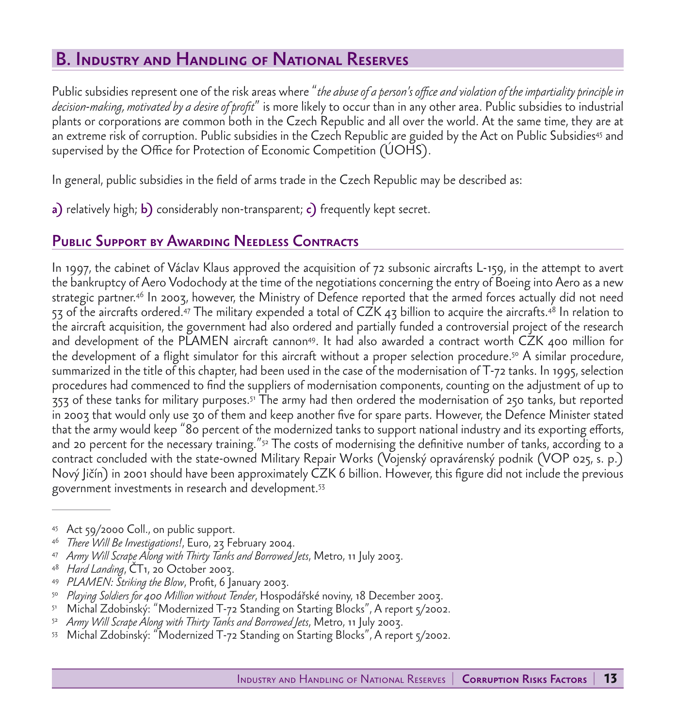## B. Industry and Handling of National Reserves

Public subsidies represent one of the risk areas where "*the abuse of a person's office and violation of the impartiality principle in decision-making, motivated by a desire of profit*" is more likely to occur than in any other area. Public subsidies to industrial plants or corporations are common both in the Czech Republic and all over the world. At the same time, they are at an extreme risk of corruption. Public subsidies in the Czech Republic are guided by the Act on Public Subsidies[45] and supervised by the Office for Protection of Economic Competition (ÚOHS).

In general, public subsidies in the field of arms trade in the Czech Republic may be described as:

**a)** relatively high; **b)** considerably non-transparent; **c)** frequently kept secret.

### Public Support by Awarding Needless Contracts

In 1997, the cabinet of Václav Klaus approved the acquisition of 72 subsonic aircrafts L-159, in the attempt to avert the bankruptcy of Aero Vodochody at the time of the negotiations concerning the entry of Boeing into Aero as a new strategic partner.[46] In 2003, however, the Ministry of Defence reported that the armed forces actually did not need 53 of the aircrafts ordered.[47] The military expended a total of CZK 43 billion to acquire the aircrafts.[48] In relation to the aircraft acquisition, the government had also ordered and partially funded a controversial project of the research and development of the PLAMEN aircraft cannon[49]. It had also awarded a contract worth CZK 400 million for the development of a flight simulator for this aircraft without a proper selection procedure.[50] A similar procedure, summarized in the title of this chapter, had been used in the case of the modernisation of T-72 tanks. In 1995, selection procedures had commenced to find the suppliers of modernisation components, counting on the adjustment of up to 353 of these tanks for military purposes.[51] The army had then ordered the modernisation of 250 tanks, but reported in 2003 that would only use 30 of them and keep another five for spare parts. However, the Defence Minister stated that the army would keep "80 percent of the modernized tanks to support national industry and its exporting efforts, and 20 percent for the necessary training."[52] The costs of modernising the definitive number of tanks, according to a contract concluded with the state-owned Military Repair Works (Vojenský opravárenský podnik (VOP 025, s. p.) Nový Jičín) in 2001 should have been approximately CZK 6 billion. However, this figure did not include the previous government investments in research and development.[53]

---

[45] Act 59/2000 Coll., on public support.
[46] *There Will Be Investigations!*, Euro, 23 February 2004.
[47] *Army Will Scrape Along with Thirty Tanks and Borrowed Jets*, Metro, 11 July 2003.
[48] *Hard Landing*, ČT1, 20 October 2003.
[49] *PLAMEN: Striking the Blow*, Profit, 6 January 2003.
[50] *Playing Soldiers for 400 Million without Tender*, Hospodářské noviny, 18 December 2003.
[51] Michal Zdobinský: "Modernized T-72 Standing on Starting Blocks", A report 5/2002.
[52] *Army Will Scrape Along with Thirty Tanks and Borrowed Jets*, Metro, 11 July 2003.
[53] Michal Zdobinský: "Modernized T-72 Standing on Starting Blocks", A report 5/2002.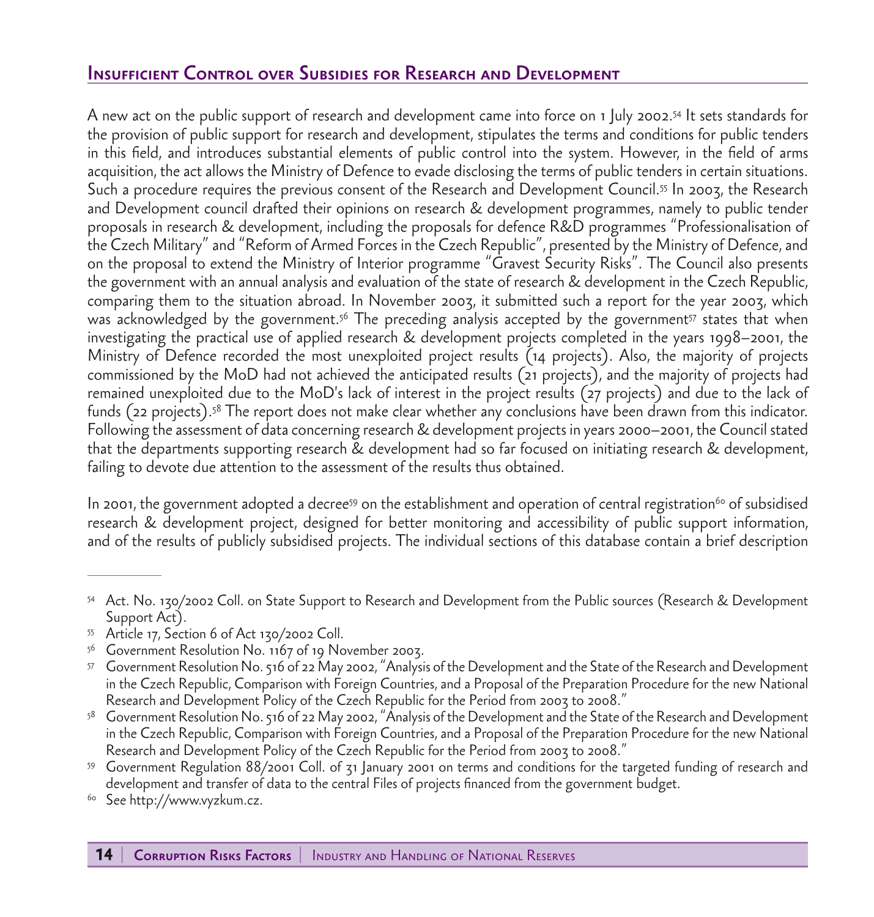## Insufficient Control over Subsidies for Research and Development

A new act on the public support of research and development came into force on 1 July 2002.[54] It sets standards for the provision of public support for research and development, stipulates the terms and conditions for public tenders in this field, and introduces substantial elements of public control into the system. However, in the field of arms acquisition, the act allows the Ministry of Defence to evade disclosing the terms of public tenders in certain situations. Such a procedure requires the previous consent of the Research and Development Council.[55] In 2003, the Research and Development council drafted their opinions on research & development programmes, namely to public tender proposals in research & development, including the proposals for defence R&D programmes "Professionalisation of the Czech Military" and "Reform of Armed Forces in the Czech Republic", presented by the Ministry of Defence, and on the proposal to extend the Ministry of Interior programme "Gravest Security Risks". The Council also presents the government with an annual analysis and evaluation of the state of research & development in the Czech Republic, comparing them to the situation abroad. In November 2003, it submitted such a report for the year 2003, which was acknowledged by the government.[56] The preceding analysis accepted by the government[57] states that when investigating the practical use of applied research & development projects completed in the years 1998–2001, the Ministry of Defence recorded the most unexploited project results (14 projects). Also, the majority of projects commissioned by the MoD had not achieved the anticipated results (21 projects), and the majority of projects had remained unexploited due to the MoD's lack of interest in the project results (27 projects) and due to the lack of funds (22 projects).[58] The report does not make clear whether any conclusions have been drawn from this indicator. Following the assessment of data concerning research & development projects in years 2000–2001, the Council stated that the departments supporting research & development had so far focused on initiating research & development, failing to devote due attention to the assessment of the results thus obtained.

In 2001, the government adopted a decree[59] on the establishment and operation of central registration[60] of subsidised research & development project, designed for better monitoring and accessibility of public support information, and of the results of publicly subsidised projects. The individual sections of this database contain a brief description

---

[54] Act. No. 130/2002 Coll. on State Support to Research and Development from the Public sources (Research & Development Support Act).

[55] Article 17, Section 6 of Act 130/2002 Coll.

[56] Government Resolution No. 1167 of 19 November 2003.

[57] Government Resolution No. 516 of 22 May 2002, "Analysis of the Development and the State of the Research and Development in the Czech Republic, Comparison with Foreign Countries, and a Proposal of the Preparation Procedure for the new National Research and Development Policy of the Czech Republic for the Period from 2003 to 2008."

[58] Government Resolution No. 516 of 22 May 2002, "Analysis of the Development and the State of the Research and Development in the Czech Republic, Comparison with Foreign Countries, and a Proposal of the Preparation Procedure for the new National Research and Development Policy of the Czech Republic for the Period from 2003 to 2008."

[59] Government Regulation 88/2001 Coll. of 31 January 2001 on terms and conditions for the targeted funding of research and development and transfer of data to the central Files of projects financed from the government budget.

[60] See http://www.vyzkum.cz.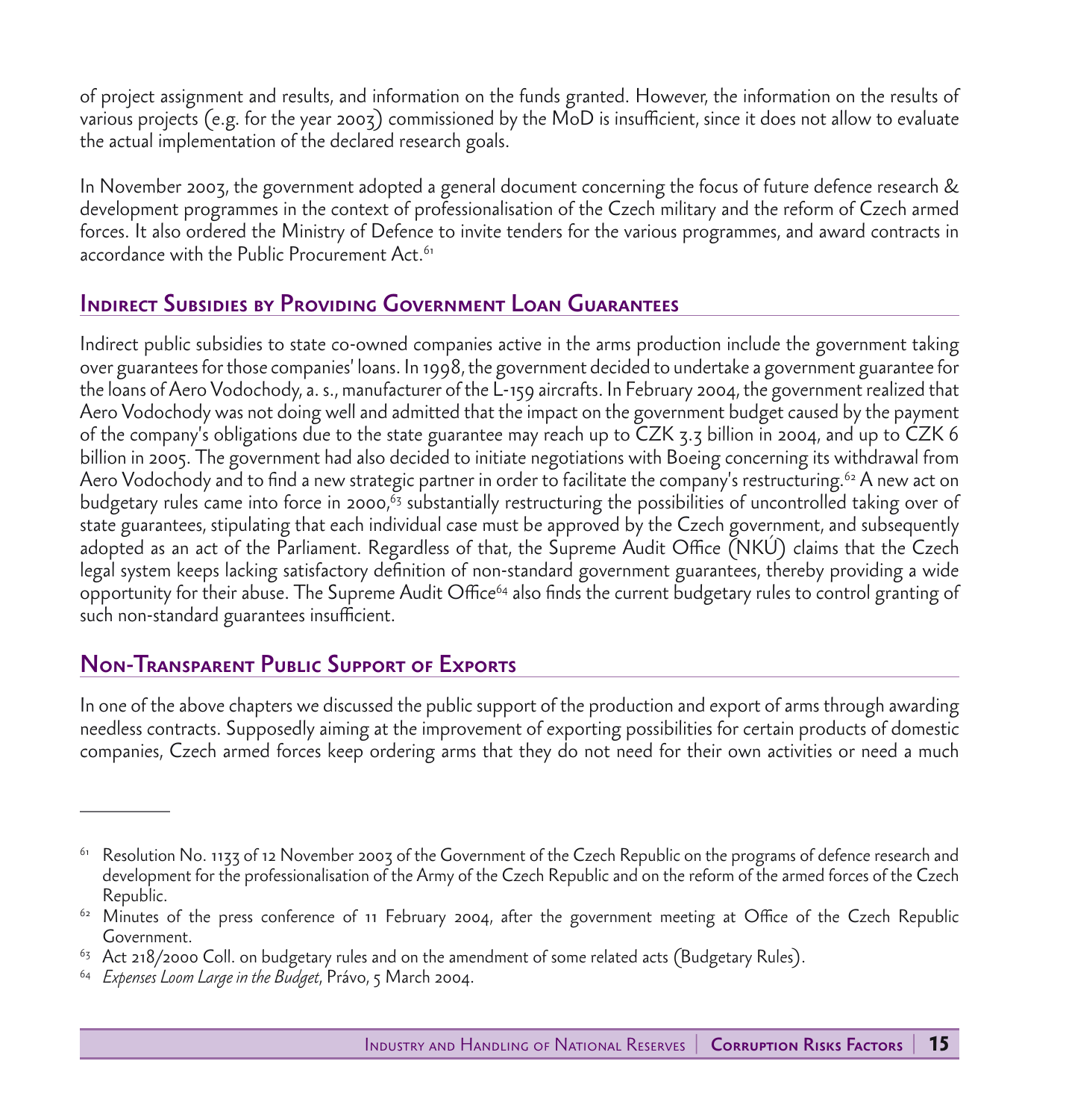of project assignment and results, and information on the funds granted. However, the information on the results of various projects (e.g. for the year 2003) commissioned by the MoD is insufficient, since it does not allow to evaluate the actual implementation of the declared research goals.

In November 2003, the government adopted a general document concerning the focus of future defence research & development programmes in the context of professionalisation of the Czech military and the reform of Czech armed forces. It also ordered the Ministry of Defence to invite tenders for the various programmes, and award contracts in accordance with the Public Procurement Act.[61]

## Indirect Subsidies by Providing Government Loan Guarantees

Indirect public subsidies to state co-owned companies active in the arms production include the government taking over guarantees for those companies' loans. In 1998, the government decided to undertake a government guarantee for the loans of Aero Vodochody, a. s., manufacturer of the L-159 aircrafts. In February 2004, the government realized that Aero Vodochody was not doing well and admitted that the impact on the government budget caused by the payment of the company's obligations due to the state guarantee may reach up to CZK 3.3 billion in 2004, and up to CZK 6 billion in 2005. The government had also decided to initiate negotiations with Boeing concerning its withdrawal from Aero Vodochody and to find a new strategic partner in order to facilitate the company's restructuring.[62] A new act on budgetary rules came into force in 2000,[63] substantially restructuring the possibilities of uncontrolled taking over of state guarantees, stipulating that each individual case must be approved by the Czech government, and subsequently adopted as an act of the Parliament. Regardless of that, the Supreme Audit Office (NKÚ) claims that the Czech legal system keeps lacking satisfactory definition of non-standard government guarantees, thereby providing a wide opportunity for their abuse. The Supreme Audit Office[64] also finds the current budgetary rules to control granting of such non-standard guarantees insufficient.

## Non-Transparent Public Support of Exports

In one of the above chapters we discussed the public support of the production and export of arms through awarding needless contracts. Supposedly aiming at the improvement of exporting possibilities for certain products of domestic companies, Czech armed forces keep ordering arms that they do not need for their own activities or need a much

---

[61] Resolution No. 1133 of 12 November 2003 of the Government of the Czech Republic on the programs of defence research and development for the professionalisation of the Army of the Czech Republic and on the reform of the armed forces of the Czech Republic.

[62] Minutes of the press conference of 11 February 2004, after the government meeting at Office of the Czech Republic Government.

[63] Act 218/2000 Coll. on budgetary rules and on the amendment of some related acts (Budgetary Rules).

[64] *Expenses Loom Large in the Budget*, Právo, 5 March 2004.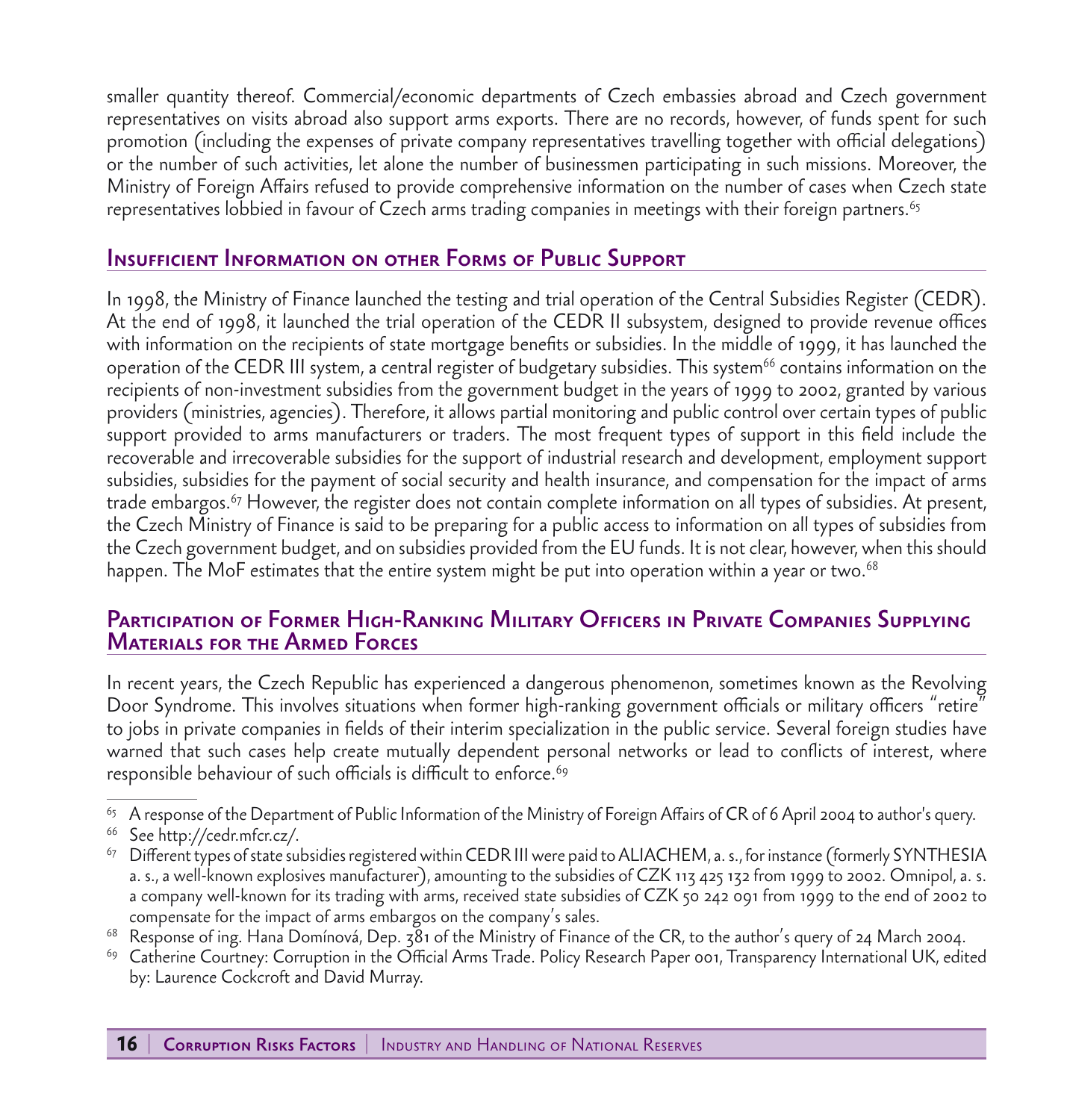smaller quantity thereof. Commercial/economic departments of Czech embassies abroad and Czech government representatives on visits abroad also support arms exports. There are no records, however, of funds spent for such promotion (including the expenses of private company representatives travelling together with official delegations) or the number of such activities, let alone the number of businessmen participating in such missions. Moreover, the Ministry of Foreign Affairs refused to provide comprehensive information on the number of cases when Czech state representatives lobbied in favour of Czech arms trading companies in meetings with their foreign partners.[65]

## Insufficient Information on other Forms of Public Support

In 1998, the Ministry of Finance launched the testing and trial operation of the Central Subsidies Register (CEDR). At the end of 1998, it launched the trial operation of the CEDR II subsystem, designed to provide revenue offices with information on the recipients of state mortgage benefits or subsidies. In the middle of 1999, it has launched the operation of the CEDR III system, a central register of budgetary subsidies. This system[66] contains information on the recipients of non-investment subsidies from the government budget in the years of 1999 to 2002, granted by various providers (ministries, agencies). Therefore, it allows partial monitoring and public control over certain types of public support provided to arms manufacturers or traders. The most frequent types of support in this field include the recoverable and irrecoverable subsidies for the support of industrial research and development, employment support subsidies, subsidies for the payment of social security and health insurance, and compensation for the impact of arms trade embargos.[67] However, the register does not contain complete information on all types of subsidies. At present, the Czech Ministry of Finance is said to be preparing for a public access to information on all types of subsidies from the Czech government budget, and on subsidies provided from the EU funds. It is not clear, however, when this should happen. The MoF estimates that the entire system might be put into operation within a year or two.[68]

## Participation of Former High-Ranking Military Officers in Private Companies Supplying Materials for the Armed Forces

In recent years, the Czech Republic has experienced a dangerous phenomenon, sometimes known as the Revolving Door Syndrome. This involves situations when former high-ranking government officials or military officers "retire" to jobs in private companies in fields of their interim specialization in the public service. Several foreign studies have warned that such cases help create mutually dependent personal networks or lead to conflicts of interest, where responsible behaviour of such officials is difficult to enforce.[69]

---

[65] A response of the Department of Public Information of the Ministry of Foreign Affairs of CR of 6 April 2004 to author's query.

[66] See http://cedr.mfcr.cz/.

[67] Different types of state subsidies registered within CEDR III were paid to ALIACHEM, a. s., for instance (formerly SYNTHESIA a. s., a well-known explosives manufacturer), amounting to the subsidies of CZK 113 425 132 from 1999 to 2002. Omnipol, a. s. a company well-known for its trading with arms, received state subsidies of CZK 50 242 091 from 1999 to the end of 2002 to compensate for the impact of arms embargos on the company's sales.

[68] Response of ing. Hana Domínová, Dep. 381 of the Ministry of Finance of the CR, to the author's query of 24 March 2004.

[69] Catherine Courtney: Corruption in the Official Arms Trade. Policy Research Paper 001, Transparency International UK, edited by: Laurence Cockcroft and David Murray.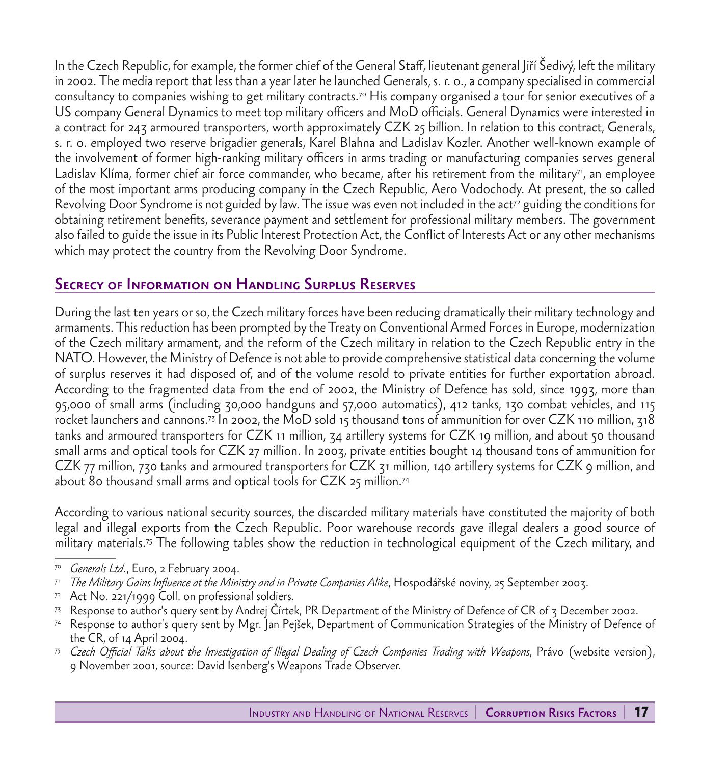In the Czech Republic, for example, the former chief of the General Staff, lieutenant general Jiří Šedivý, left the military in 2002. The media report that less than a year later he launched Generals, s. r. o., a company specialised in commercial consultancy to companies wishing to get military contracts.[70] His company organised a tour for senior executives of a US company General Dynamics to meet top military officers and MoD officials. General Dynamics were interested in a contract for 243 armoured transporters, worth approximately CZK 25 billion. In relation to this contract, Generals, s. r. o. employed two reserve brigadier generals, Karel Blahna and Ladislav Kozler. Another well-known example of the involvement of former high-ranking military officers in arms trading or manufacturing companies serves general Ladislav Klíma, former chief air force commander, who became, after his retirement from the military[71], an employee of the most important arms producing company in the Czech Republic, Aero Vodochody. At present, the so called Revolving Door Syndrome is not guided by law. The issue was even not included in the act[72] guiding the conditions for obtaining retirement benefits, severance payment and settlement for professional military members. The government also failed to guide the issue in its Public Interest Protection Act, the Conflict of Interests Act or any other mechanisms which may protect the country from the Revolving Door Syndrome.

## Secrecy of Information on Handling Surplus Reserves

During the last ten years or so, the Czech military forces have been reducing dramatically their military technology and armaments. This reduction has been prompted by the Treaty on Conventional Armed Forces in Europe, modernization of the Czech military armament, and the reform of the Czech military in relation to the Czech Republic entry in the NATO. However, the Ministry of Defence is not able to provide comprehensive statistical data concerning the volume of surplus reserves it had disposed of, and of the volume resold to private entities for further exportation abroad. According to the fragmented data from the end of 2002, the Ministry of Defence has sold, since 1993, more than 95,000 of small arms (including 30,000 handguns and 57,000 automatics), 412 tanks, 130 combat vehicles, and 115 rocket launchers and cannons.[73] In 2002, the MoD sold 15 thousand tons of ammunition for over CZK 110 million, 318 tanks and armoured transporters for CZK 11 million, 34 artillery systems for CZK 19 million, and about 50 thousand small arms and optical tools for CZK 27 million. In 2003, private entities bought 14 thousand tons of ammunition for CZK 77 million, 730 tanks and armoured transporters for CZK 31 million, 140 artillery systems for CZK 9 million, and about 80 thousand small arms and optical tools for CZK 25 million.[74]

According to various national security sources, the discarded military materials have constituted the majority of both legal and illegal exports from the Czech Republic. Poor warehouse records gave illegal dealers a good source of military materials.[75] The following tables show the reduction in technological equipment of the Czech military, and

---

[70] *Generals Ltd.*, Euro, 2 February 2004.

[71] *The Military Gains Influence at the Ministry and in Private Companies Alike*, Hospodářské noviny, 25 September 2003.

[72] Act No. 221/1999 Coll. on professional soldiers.

[73] Response to author's query sent by Andrej Čírtek, PR Department of the Ministry of Defence of CR of 3 December 2002.

[74] Response to author's query sent by Mgr. Jan Pejšek, Department of Communication Strategies of the Ministry of Defence of the CR, of 14 April 2004.

[75] *Czech Official Talks about the Investigation of Illegal Dealing of Czech Companies Trading with Weapons*, Právo (website version), 9 November 2001, source: David Isenberg's Weapons Trade Observer.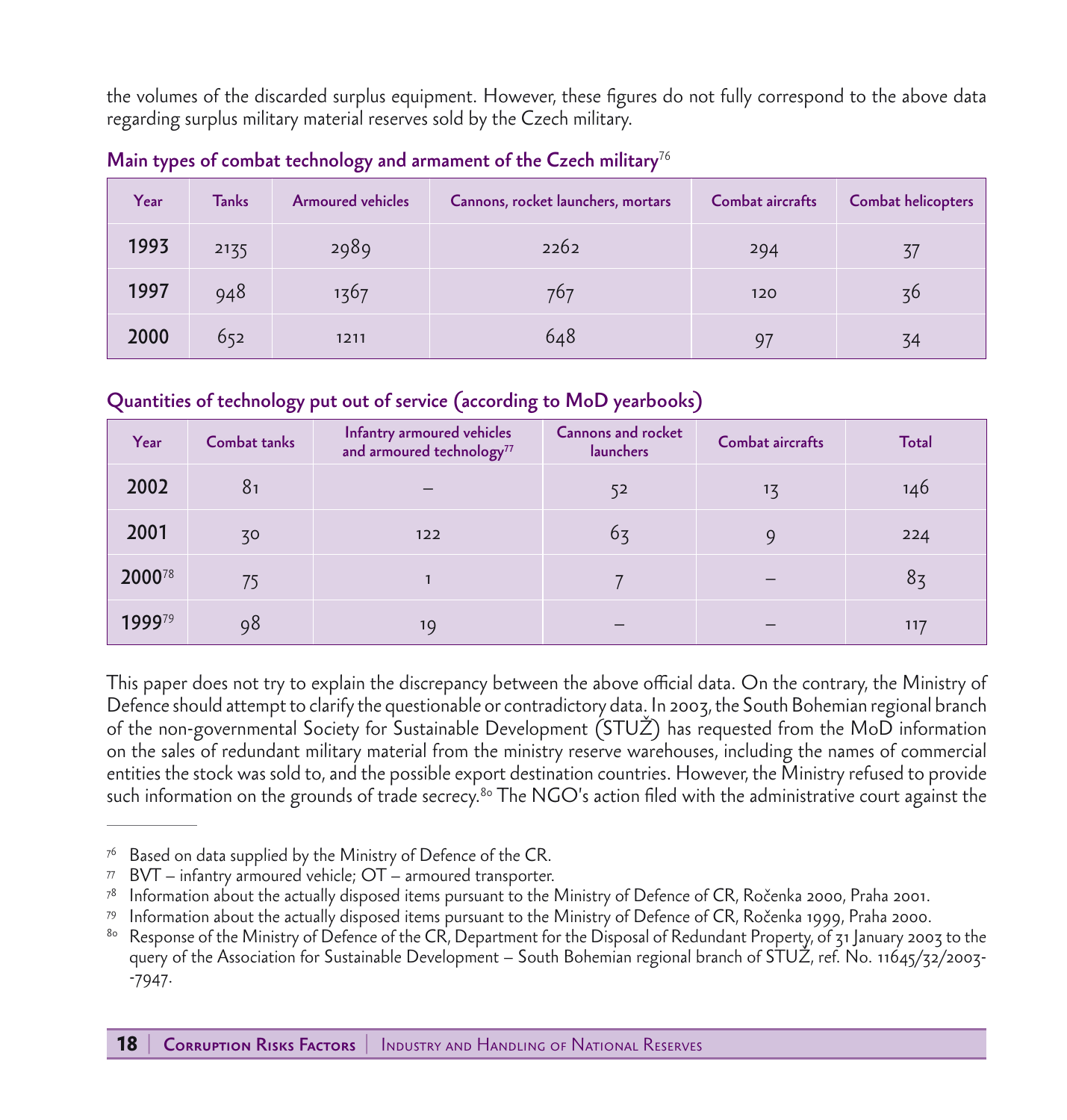the volumes of the discarded surplus equipment. However, these figures do not fully correspond to the above data regarding surplus military material reserves sold by the Czech military.

### Main types of combat technology and armament of the Czech military[76]

| Year | Tanks | Armoured vehicles | Cannons, rocket launchers, mortars | Combat aircrafts | Combat helicopters |
|---|---|---|---|---|---|
| **1993** | 2135 | 2989 | 2262 | 294 | 37 |
| **1997** | 948 | 1367 | 767 | 120 | 36 |
| **2000** | 652 | 1211 | 648 | 97 | 34 |

### Quantities of technology put out of service (according to MoD yearbooks)

| Year | Combat tanks | Infantry armoured vehicles and armoured technology[77] | Cannons and rocket launchers | Combat aircrafts | Total |
|---|---|---|---|---|---|
| **2002** | 81 | – | 52 | 13 | 146 |
| **2001** | 30 | 122 | 63 | 9 | 224 |
| **2000**[78] | 75 | 1 | 7 | – | 83 |
| **1999**[79] | 98 | 19 | – | – | 117 |

This paper does not try to explain the discrepancy between the above official data. On the contrary, the Ministry of Defence should attempt to clarify the questionable or contradictory data. In 2003, the South Bohemian regional branch of the non-governmental Society for Sustainable Development (STUŽ) has requested from the MoD information on the sales of redundant military material from the ministry reserve warehouses, including the names of commercial entities the stock was sold to, and the possible export destination countries. However, the Ministry refused to provide such information on the grounds of trade secrecy.[80] The NGO's action filed with the administrative court against the

---

[76] Based on data supplied by the Ministry of Defence of the CR.

[77] BVT – infantry armoured vehicle; OT – armoured transporter.

[78] Information about the actually disposed items pursuant to the Ministry of Defence of CR, Ročenka 2000, Praha 2001.

[79] Information about the actually disposed items pursuant to the Ministry of Defence of CR, Ročenka 1999, Praha 2000.

[80] Response of the Ministry of Defence of the CR, Department for the Disposal of Redundant Property, of 31 January 2003 to the query of the Association for Sustainable Development – South Bohemian regional branch of STUŽ, ref. No. 11645/32/2003--7947.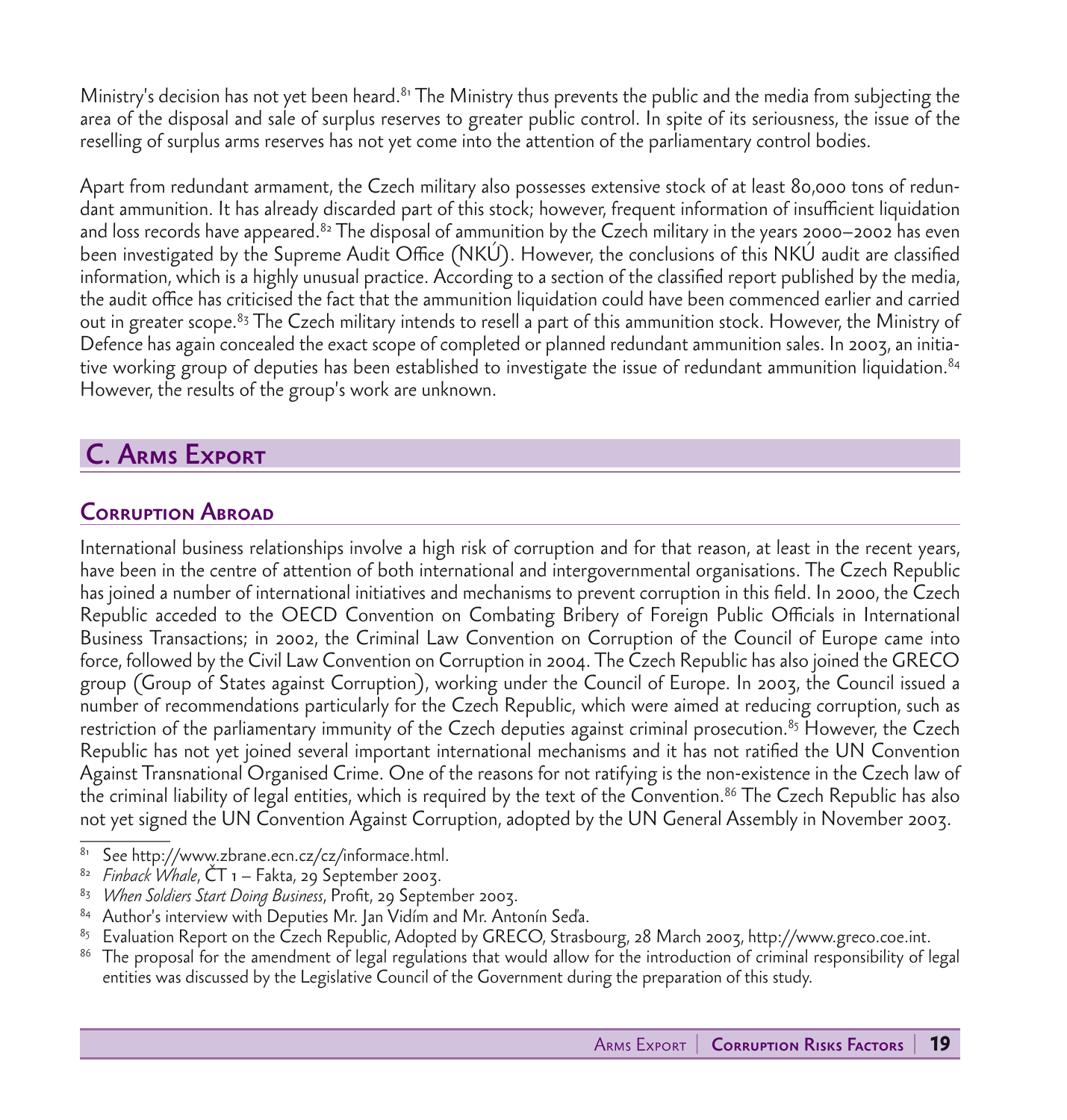Ministry's decision has not yet been heard.[81] The Ministry thus prevents the public and the media from subjecting the area of the disposal and sale of surplus reserves to greater public control. In spite of its seriousness, the issue of the reselling of surplus arms reserves has not yet come into the attention of the parliamentary control bodies.

Apart from redundant armament, the Czech military also possesses extensive stock of at least 80,000 tons of redundant ammunition. It has already discarded part of this stock; however, frequent information of insufficient liquidation and loss records have appeared.[82] The disposal of ammunition by the Czech military in the years 2000–2002 has even been investigated by the Supreme Audit Office (NKÚ). However, the conclusions of this NKÚ audit are classified information, which is a highly unusual practice. According to a section of the classified report published by the media, the audit office has criticised the fact that the ammunition liquidation could have been commenced earlier and carried out in greater scope.[83] The Czech military intends to resell a part of this ammunition stock. However, the Ministry of Defence has again concealed the exact scope of completed or planned redundant ammunition sales. In 2003, an initiative working group of deputies has been established to investigate the issue of redundant ammunition liquidation.[84] However, the results of the group's work are unknown.

## C. Arms Export

### Corruption Abroad

International business relationships involve a high risk of corruption and for that reason, at least in the recent years, have been in the centre of attention of both international and intergovernmental organisations. The Czech Republic has joined a number of international initiatives and mechanisms to prevent corruption in this field. In 2000, the Czech Republic acceded to the OECD Convention on Combating Bribery of Foreign Public Officials in International Business Transactions; in 2002, the Criminal Law Convention on Corruption of the Council of Europe came into force, followed by the Civil Law Convention on Corruption in 2004. The Czech Republic has also joined the GRECO group (Group of States against Corruption), working under the Council of Europe. In 2003, the Council issued a number of recommendations particularly for the Czech Republic, which were aimed at reducing corruption, such as restriction of the parliamentary immunity of the Czech deputies against criminal prosecution.[85] However, the Czech Republic has not yet joined several important international mechanisms and it has not ratified the UN Convention Against Transnational Organised Crime. One of the reasons for not ratifying is the non-existence in the Czech law of the criminal liability of legal entities, which is required by the text of the Convention.[86] The Czech Republic has also not yet signed the UN Convention Against Corruption, adopted by the UN General Assembly in November 2003.

---

[81] See http://www.zbrane.ecn.cz/cz/informace.html.

[82] *Finback Whale*, ČT 1 – Fakta, 29 September 2003.

[83] *When Soldiers Start Doing Business*, Profit, 29 September 2003.

[84] Author's interview with Deputies Mr. Jan Vidím and Mr. Antonín Seďa.

[85] Evaluation Report on the Czech Republic, Adopted by GRECO, Strasbourg, 28 March 2003, http://www.greco.coe.int.

[86] The proposal for the amendment of legal regulations that would allow for the introduction of criminal responsibility of legal entities was discussed by the Legislative Council of the Government during the preparation of this study.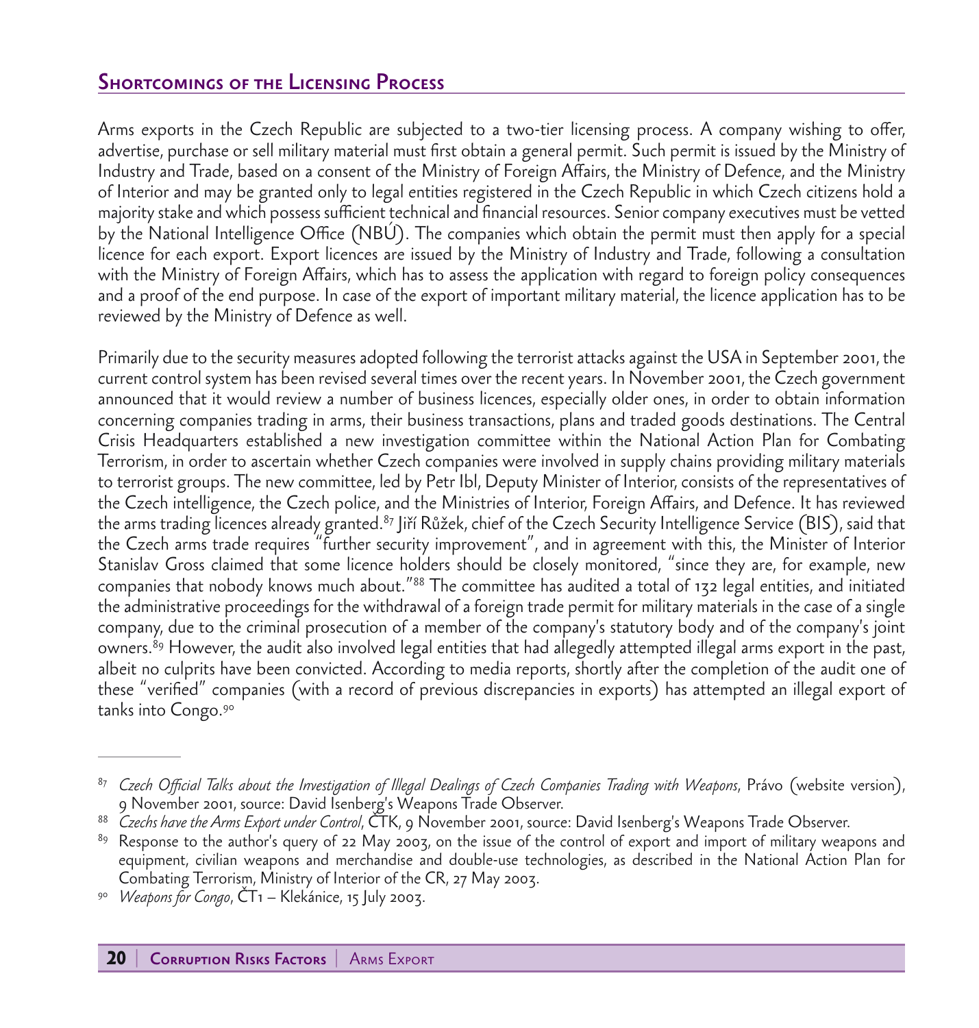## Shortcomings of the Licensing Process

Arms exports in the Czech Republic are subjected to a two-tier licensing process. A company wishing to offer, advertise, purchase or sell military material must first obtain a general permit. Such permit is issued by the Ministry of Industry and Trade, based on a consent of the Ministry of Foreign Affairs, the Ministry of Defence, and the Ministry of Interior and may be granted only to legal entities registered in the Czech Republic in which Czech citizens hold a majority stake and which possess sufficient technical and financial resources. Senior company executives must be vetted by the National Intelligence Office (NBÚ). The companies which obtain the permit must then apply for a special licence for each export. Export licences are issued by the Ministry of Industry and Trade, following a consultation with the Ministry of Foreign Affairs, which has to assess the application with regard to foreign policy consequences and a proof of the end purpose. In case of the export of important military material, the licence application has to be reviewed by the Ministry of Defence as well.

Primarily due to the security measures adopted following the terrorist attacks against the USA in September 2001, the current control system has been revised several times over the recent years. In November 2001, the Czech government announced that it would review a number of business licences, especially older ones, in order to obtain information concerning companies trading in arms, their business transactions, plans and traded goods destinations. The Central Crisis Headquarters established a new investigation committee within the National Action Plan for Combating Terrorism, in order to ascertain whether Czech companies were involved in supply chains providing military materials to terrorist groups. The new committee, led by Petr Ibl, Deputy Minister of Interior, consists of the representatives of the Czech intelligence, the Czech police, and the Ministries of Interior, Foreign Affairs, and Defence. It has reviewed the arms trading licences already granted.[87] Jiří Růžek, chief of the Czech Security Intelligence Service (BIS), said that the Czech arms trade requires "further security improvement", and in agreement with this, the Minister of Interior Stanislav Gross claimed that some licence holders should be closely monitored, "since they are, for example, new companies that nobody knows much about."[88] The committee has audited a total of 132 legal entities, and initiated the administrative proceedings for the withdrawal of a foreign trade permit for military materials in the case of a single company, due to the criminal prosecution of a member of the company's statutory body and of the company's joint owners.[89] However, the audit also involved legal entities that had allegedly attempted illegal arms export in the past, albeit no culprits have been convicted. According to media reports, shortly after the completion of the audit one of these "verified" companies (with a record of previous discrepancies in exports) has attempted an illegal export of tanks into Congo.[90]

---

[87] *Czech Official Talks about the Investigation of Illegal Dealings of Czech Companies Trading with Weapons*, Právo (website version), 9 November 2001, source: David Isenberg's Weapons Trade Observer.

[88] *Czechs have the Arms Export under Control*, ČTK, 9 November 2001, source: David Isenberg's Weapons Trade Observer.

[89] Response to the author's query of 22 May 2003, on the issue of the control of export and import of military weapons and equipment, civilian weapons and merchandise and double-use technologies, as described in the National Action Plan for Combating Terrorism, Ministry of Interior of the CR, 27 May 2003.

[90] *Weapons for Congo*, ČT1 – Klekánice, 15 July 2003.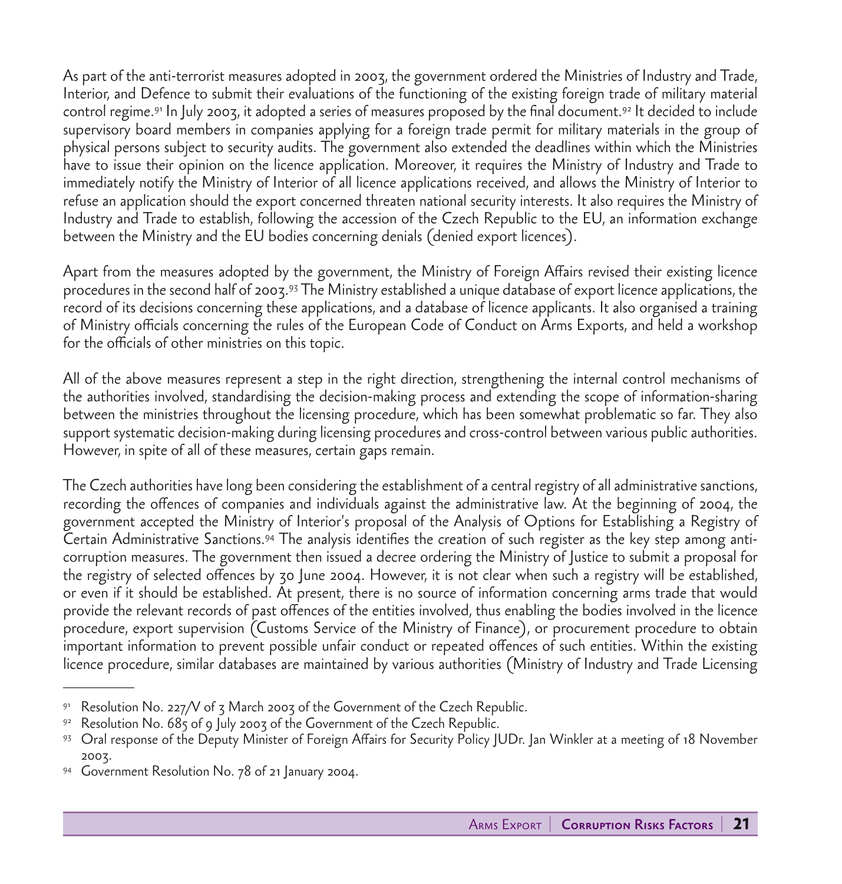As part of the anti-terrorist measures adopted in 2003, the government ordered the Ministries of Industry and Trade, Interior, and Defence to submit their evaluations of the functioning of the existing foreign trade of military material control regime.[91] In July 2003, it adopted a series of measures proposed by the final document.[92] It decided to include supervisory board members in companies applying for a foreign trade permit for military materials in the group of physical persons subject to security audits. The government also extended the deadlines within which the Ministries have to issue their opinion on the licence application. Moreover, it requires the Ministry of Industry and Trade to immediately notify the Ministry of Interior of all licence applications received, and allows the Ministry of Interior to refuse an application should the export concerned threaten national security interests. It also requires the Ministry of Industry and Trade to establish, following the accession of the Czech Republic to the EU, an information exchange between the Ministry and the EU bodies concerning denials (denied export licences).

Apart from the measures adopted by the government, the Ministry of Foreign Affairs revised their existing licence procedures in the second half of 2003.[93] The Ministry established a unique database of export licence applications, the record of its decisions concerning these applications, and a database of licence applicants. It also organised a training of Ministry officials concerning the rules of the European Code of Conduct on Arms Exports, and held a workshop for the officials of other ministries on this topic.

All of the above measures represent a step in the right direction, strengthening the internal control mechanisms of the authorities involved, standardising the decision-making process and extending the scope of information-sharing between the ministries throughout the licensing procedure, which has been somewhat problematic so far. They also support systematic decision-making during licensing procedures and cross-control between various public authorities. However, in spite of all of these measures, certain gaps remain.

The Czech authorities have long been considering the establishment of a central registry of all administrative sanctions, recording the offences of companies and individuals against the administrative law. At the beginning of 2004, the government accepted the Ministry of Interior's proposal of the Analysis of Options for Establishing a Registry of Certain Administrative Sanctions.[94] The analysis identifies the creation of such register as the key step among anti-corruption measures. The government then issued a decree ordering the Ministry of Justice to submit a proposal for the registry of selected offences by 30 June 2004. However, it is not clear when such a registry will be established, or even if it should be established. At present, there is no source of information concerning arms trade that would provide the relevant records of past offences of the entities involved, thus enabling the bodies involved in the licence procedure, export supervision (Customs Service of the Ministry of Finance), or procurement procedure to obtain important information to prevent possible unfair conduct or repeated offences of such entities. Within the existing licence procedure, similar databases are maintained by various authorities (Ministry of Industry and Trade Licensing

---

[91] Resolution No. 227/V of 3 March 2003 of the Government of the Czech Republic.

[92] Resolution No. 685 of 9 July 2003 of the Government of the Czech Republic.

[93] Oral response of the Deputy Minister of Foreign Affairs for Security Policy JUDr. Jan Winkler at a meeting of 18 November 2003.

[94] Government Resolution No. 78 of 21 January 2004.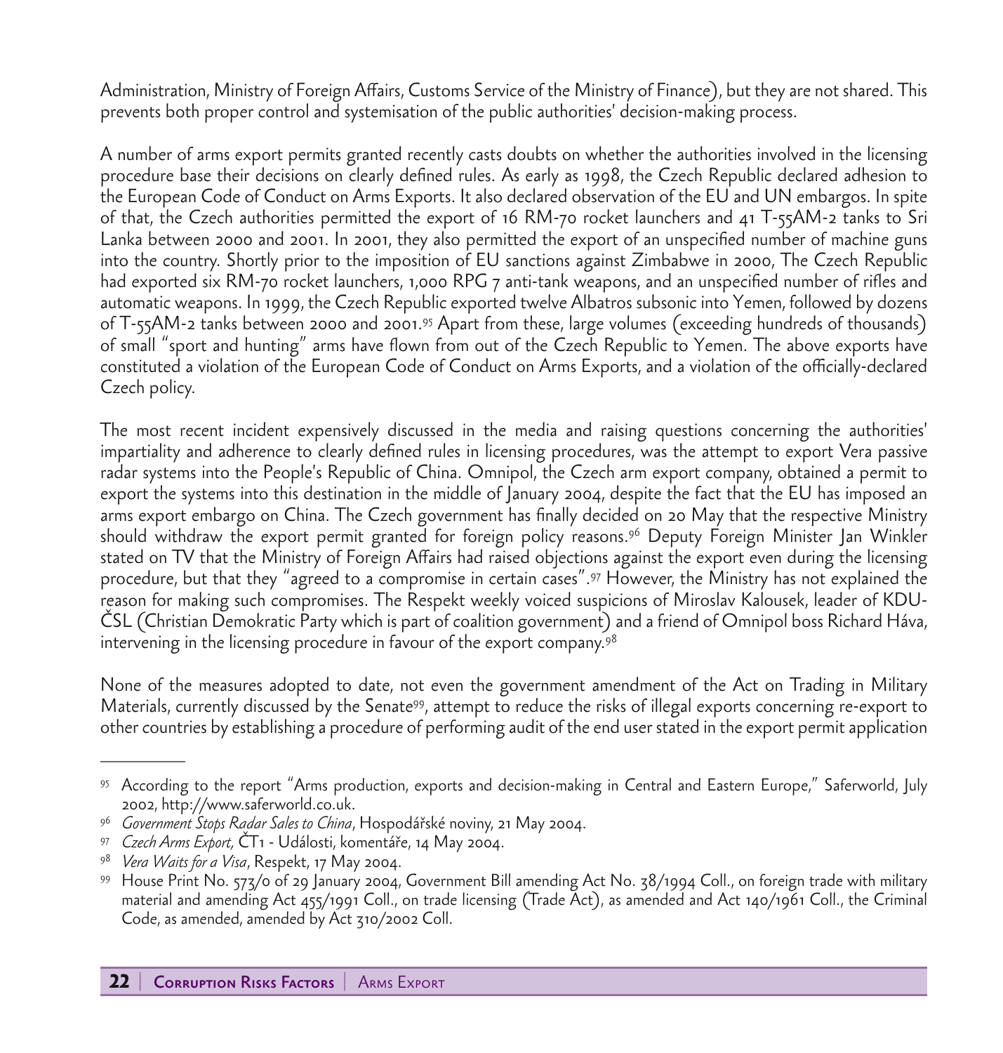Administration, Ministry of Foreign Affairs, Customs Service of the Ministry of Finance), but they are not shared. This prevents both proper control and systemisation of the public authorities' decision-making process.

A number of arms export permits granted recently casts doubts on whether the authorities involved in the licensing procedure base their decisions on clearly defined rules. As early as 1998, the Czech Republic declared adhesion to the European Code of Conduct on Arms Exports. It also declared observation of the EU and UN embargos. In spite of that, the Czech authorities permitted the export of 16 RM-70 rocket launchers and 41 T-55AM-2 tanks to Sri Lanka between 2000 and 2001. In 2001, they also permitted the export of an unspecified number of machine guns into the country. Shortly prior to the imposition of EU sanctions against Zimbabwe in 2000, The Czech Republic had exported six RM-70 rocket launchers, 1,000 RPG 7 anti-tank weapons, and an unspecified number of rifles and automatic weapons. In 1999, the Czech Republic exported twelve Albatros subsonic into Yemen, followed by dozens of T-55AM-2 tanks between 2000 and 2001.[95] Apart from these, large volumes (exceeding hundreds of thousands) of small "sport and hunting" arms have flown from out of the Czech Republic to Yemen. The above exports have constituted a violation of the European Code of Conduct on Arms Exports, and a violation of the officially-declared Czech policy.

The most recent incident expensively discussed in the media and raising questions concerning the authorities' impartiality and adherence to clearly defined rules in licensing procedures, was the attempt to export Vera passive radar systems into the People's Republic of China. Omnipol, the Czech arm export company, obtained a permit to export the systems into this destination in the middle of January 2004, despite the fact that the EU has imposed an arms export embargo on China. The Czech government has finally decided on 20 May that the respective Ministry should withdraw the export permit granted for foreign policy reasons.[96] Deputy Foreign Minister Jan Winkler stated on TV that the Ministry of Foreign Affairs had raised objections against the export even during the licensing procedure, but that they "agreed to a compromise in certain cases".[97] However, the Ministry has not explained the reason for making such compromises. The Respekt weekly voiced suspicions of Miroslav Kalousek, leader of KDU-ČSL (Christian Demokratic Party which is part of coalition government) and a friend of Omnipol boss Richard Háva, intervening in the licensing procedure in favour of the export company.[98]

None of the measures adopted to date, not even the government amendment of the Act on Trading in Military Materials, currently discussed by the Senate[99], attempt to reduce the risks of illegal exports concerning re-export to other countries by establishing a procedure of performing audit of the end user stated in the export permit application

---

[95] According to the report "Arms production, exports and decision-making in Central and Eastern Europe," Saferworld, July 2002, http://www.saferworld.co.uk.

[96] *Government Stops Radar Sales to China*, Hospodářské noviny, 21 May 2004.

[97] *Czech Arms Export,* ČT1 - Události, komentáře, 14 May 2004.

[98] *Vera Waits for a Visa*, Respekt, 17 May 2004.

[99] House Print No. 573/0 of 29 January 2004, Government Bill amending Act No. 38/1994 Coll., on foreign trade with military material and amending Act 455/1991 Coll., on trade licensing (Trade Act), as amended and Act 140/1961 Coll., the Criminal Code, as amended, amended by Act 310/2002 Coll.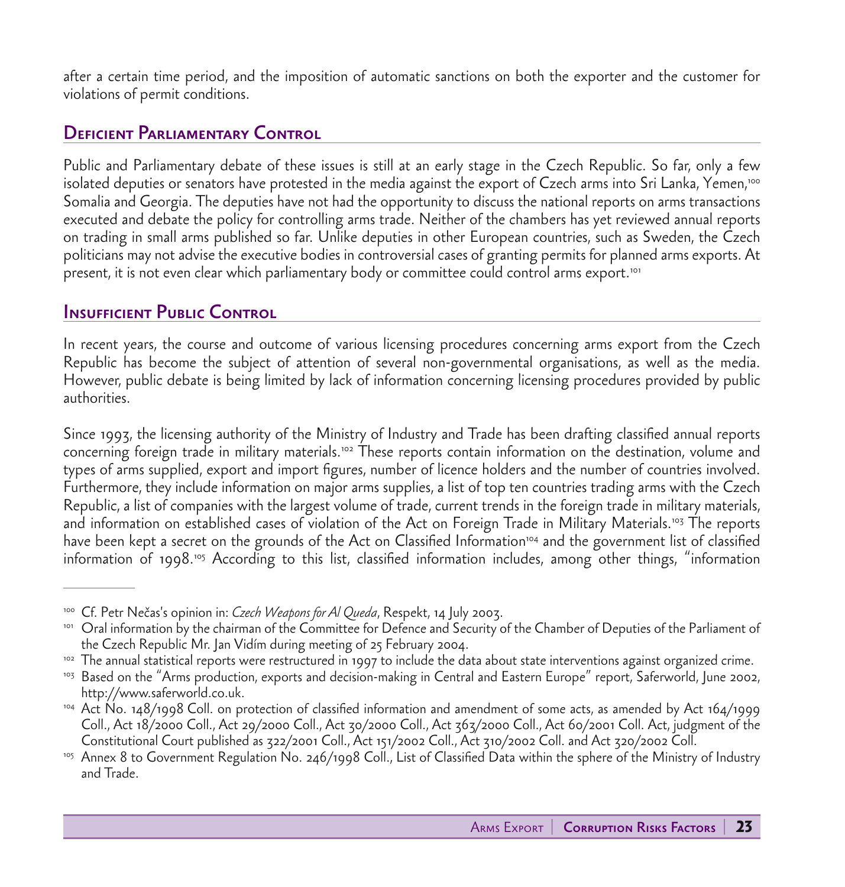after a certain time period, and the imposition of automatic sanctions on both the exporter and the customer for violations of permit conditions.

## Deficient Parliamentary Control

Public and Parliamentary debate of these issues is still at an early stage in the Czech Republic. So far, only a few isolated deputies or senators have protested in the media against the export of Czech arms into Sri Lanka, Yemen,[100] Somalia and Georgia. The deputies have not had the opportunity to discuss the national reports on arms transactions executed and debate the policy for controlling arms trade. Neither of the chambers has yet reviewed annual reports on trading in small arms published so far. Unlike deputies in other European countries, such as Sweden, the Czech politicians may not advise the executive bodies in controversial cases of granting permits for planned arms exports. At present, it is not even clear which parliamentary body or committee could control arms export.[101]

## Insufficient Public Control

In recent years, the course and outcome of various licensing procedures concerning arms export from the Czech Republic has become the subject of attention of several non-governmental organisations, as well as the media. However, public debate is being limited by lack of information concerning licensing procedures provided by public authorities.

Since 1993, the licensing authority of the Ministry of Industry and Trade has been drafting classified annual reports concerning foreign trade in military materials.[102] These reports contain information on the destination, volume and types of arms supplied, export and import figures, number of licence holders and the number of countries involved. Furthermore, they include information on major arms supplies, a list of top ten countries trading arms with the Czech Republic, a list of companies with the largest volume of trade, current trends in the foreign trade in military materials, and information on established cases of violation of the Act on Foreign Trade in Military Materials.[103] The reports have been kept a secret on the grounds of the Act on Classified Information[104] and the government list of classified information of 1998.[105] According to this list, classified information includes, among other things, "information

---

[100] Cf. Petr Nečas's opinion in: *Czech Weapons for Al Queda*, Respekt, 14 July 2003.

[101] Oral information by the chairman of the Committee for Defence and Security of the Chamber of Deputies of the Parliament of the Czech Republic Mr. Jan Vidím during meeting of 25 February 2004.

[102] The annual statistical reports were restructured in 1997 to include the data about state interventions against organized crime.

[103] Based on the "Arms production, exports and decision-making in Central and Eastern Europe" report, Saferworld, June 2002, http://www.saferworld.co.uk.

[104] Act No. 148/1998 Coll. on protection of classified information and amendment of some acts, as amended by Act 164/1999 Coll., Act 18/2000 Coll., Act 29/2000 Coll., Act 30/2000 Coll., Act 363/2000 Coll., Act 60/2001 Coll. Act, judgment of the Constitutional Court published as 322/2001 Coll., Act 151/2002 Coll., Act 310/2002 Coll. and Act 320/2002 Coll.

[105] Annex 8 to Government Regulation No. 246/1998 Coll., List of Classified Data within the sphere of the Ministry of Industry and Trade.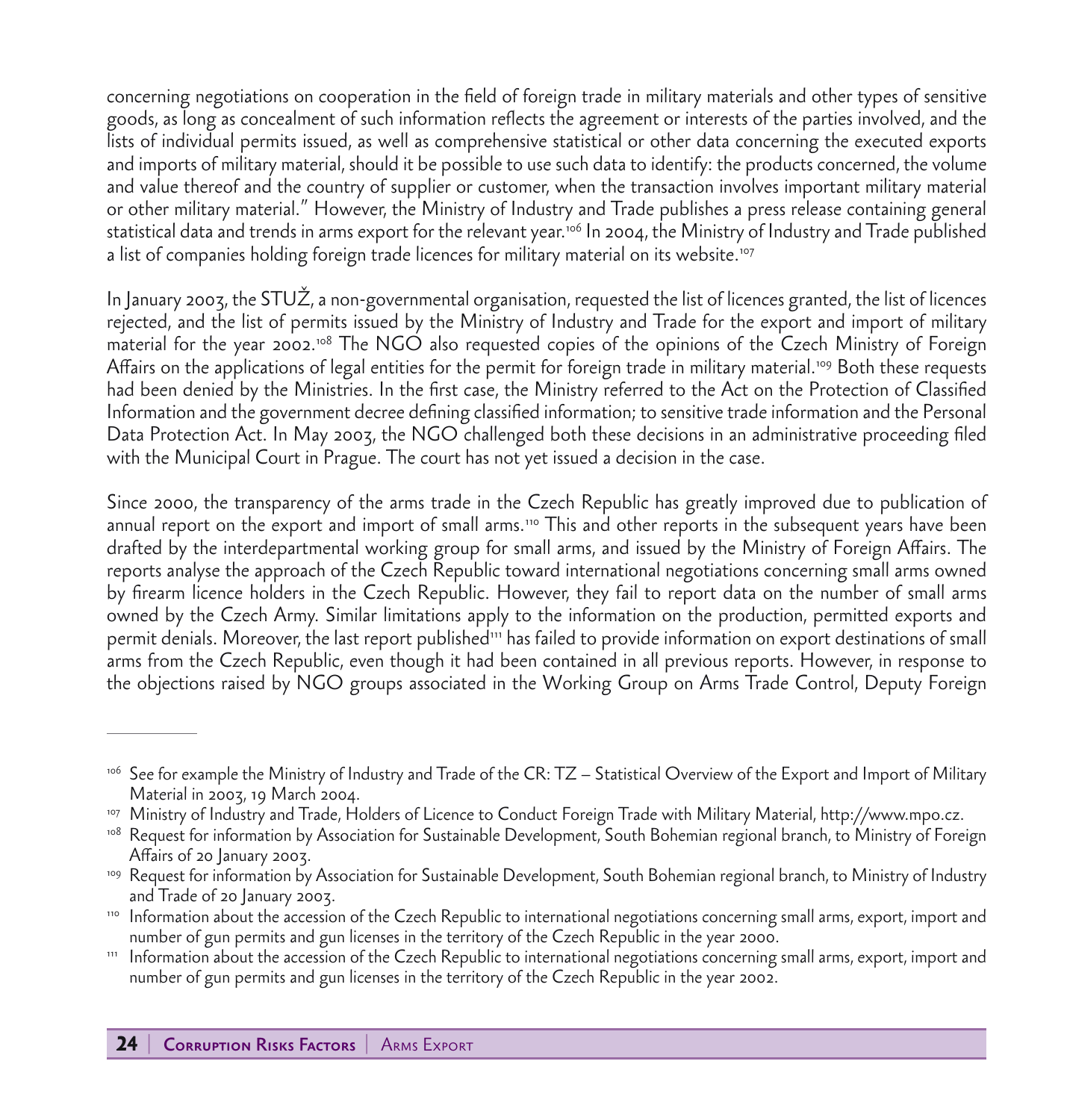concerning negotiations on cooperation in the field of foreign trade in military materials and other types of sensitive goods, as long as concealment of such information reflects the agreement or interests of the parties involved, and the lists of individual permits issued, as well as comprehensive statistical or other data concerning the executed exports and imports of military material, should it be possible to use such data to identify: the products concerned, the volume and value thereof and the country of supplier or customer, when the transaction involves important military material or other military material." However, the Ministry of Industry and Trade publishes a press release containing general statistical data and trends in arms export for the relevant year.[106] In 2004, the Ministry of Industry and Trade published a list of companies holding foreign trade licences for military material on its website.[107]

In January 2003, the STUŽ, a non-governmental organisation, requested the list of licences granted, the list of licences rejected, and the list of permits issued by the Ministry of Industry and Trade for the export and import of military material for the year 2002.[108] The NGO also requested copies of the opinions of the Czech Ministry of Foreign Affairs on the applications of legal entities for the permit for foreign trade in military material.[109] Both these requests had been denied by the Ministries. In the first case, the Ministry referred to the Act on the Protection of Classified Information and the government decree defining classified information; to sensitive trade information and the Personal Data Protection Act. In May 2003, the NGO challenged both these decisions in an administrative proceeding filed with the Municipal Court in Prague. The court has not yet issued a decision in the case.

Since 2000, the transparency of the arms trade in the Czech Republic has greatly improved due to publication of annual report on the export and import of small arms.[110] This and other reports in the subsequent years have been drafted by the interdepartmental working group for small arms, and issued by the Ministry of Foreign Affairs. The reports analyse the approach of the Czech Republic toward international negotiations concerning small arms owned by firearm licence holders in the Czech Republic. However, they fail to report data on the number of small arms owned by the Czech Army. Similar limitations apply to the information on the production, permitted exports and permit denials. Moreover, the last report published[111] has failed to provide information on export destinations of small arms from the Czech Republic, even though it had been contained in all previous reports. However, in response to the objections raised by NGO groups associated in the Working Group on Arms Trade Control, Deputy Foreign

---

[106] See for example the Ministry of Industry and Trade of the CR: TZ – Statistical Overview of the Export and Import of Military Material in 2003, 19 March 2004.

[107] Ministry of Industry and Trade, Holders of Licence to Conduct Foreign Trade with Military Material, http://www.mpo.cz.

[108] Request for information by Association for Sustainable Development, South Bohemian regional branch, to Ministry of Foreign Affairs of 20 January 2003.

[109] Request for information by Association for Sustainable Development, South Bohemian regional branch, to Ministry of Industry and Trade of 20 January 2003.

[110] Information about the accession of the Czech Republic to international negotiations concerning small arms, export, import and number of gun permits and gun licenses in the territory of the Czech Republic in the year 2000.

[111] Information about the accession of the Czech Republic to international negotiations concerning small arms, export, import and number of gun permits and gun licenses in the territory of the Czech Republic in the year 2002.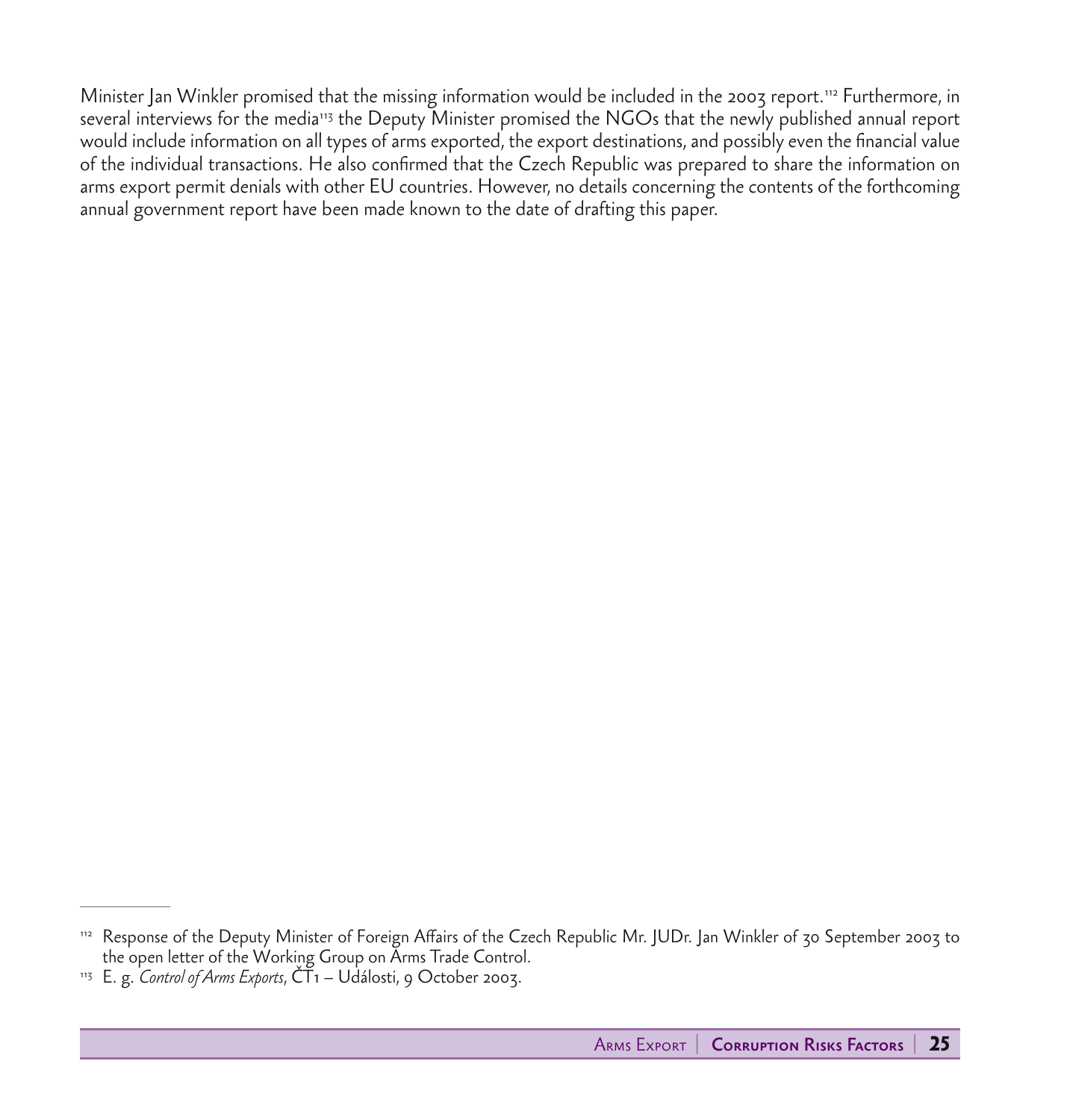Minister Jan Winkler promised that the missing information would be included in the 2003 report.[112] Furthermore, in several interviews for the media[113] the Deputy Minister promised the NGOs that the newly published annual report would include information on all types of arms exported, the export destinations, and possibly even the financial value of the individual transactions. He also confirmed that the Czech Republic was prepared to share the information on arms export permit denials with other EU countries. However, no details concerning the contents of the forthcoming annual government report have been made known to the date of drafting this paper.

---

[112] Response of the Deputy Minister of Foreign Affairs of the Czech Republic Mr. JUDr. Jan Winkler of 30 September 2003 to the open letter of the Working Group on Arms Trade Control.

[113] E. g. *Control of Arms Exports*, ČT1 – Události, 9 October 2003.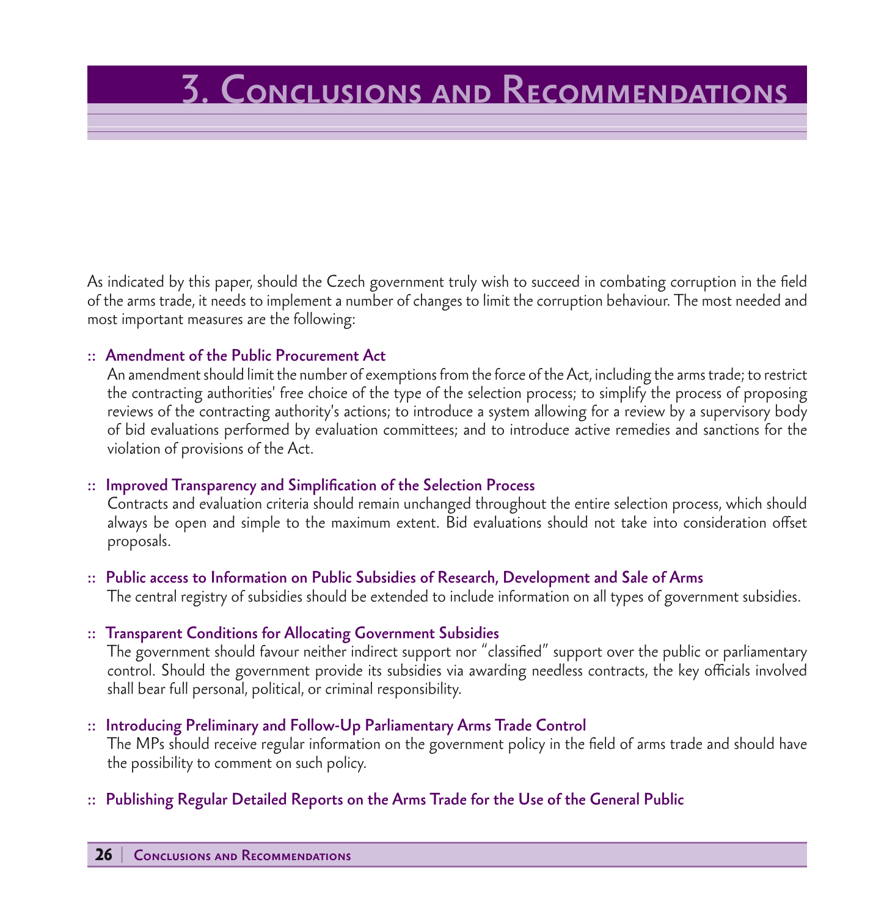# 3. Conclusions and Recommendations

As indicated by this paper, should the Czech government truly wish to succeed in combating corruption in the field of the arms trade, it needs to implement a number of changes to limit the corruption behaviour. The most needed and most important measures are the following:

:: **Amendment of the Public Procurement Act**

An amendment should limit the number of exemptions from the force of the Act, including the arms trade; to restrict the contracting authorities' free choice of the type of the selection process; to simplify the process of proposing reviews of the contracting authority's actions; to introduce a system allowing for a review by a supervisory body of bid evaluations performed by evaluation committees; and to introduce active remedies and sanctions for the violation of provisions of the Act.

:: **Improved Transparency and Simplification of the Selection Process**

Contracts and evaluation criteria should remain unchanged throughout the entire selection process, which should always be open and simple to the maximum extent. Bid evaluations should not take into consideration offset proposals.

:: **Public access to Information on Public Subsidies of Research, Development and Sale of Arms**

The central registry of subsidies should be extended to include information on all types of government subsidies.

:: **Transparent Conditions for Allocating Government Subsidies**

The government should favour neither indirect support nor "classified" support over the public or parliamentary control. Should the government provide its subsidies via awarding needless contracts, the key officials involved shall bear full personal, political, or criminal responsibility.

:: **Introducing Preliminary and Follow-Up Parliamentary Arms Trade Control**

The MPs should receive regular information on the government policy in the field of arms trade and should have the possibility to comment on such policy.

:: **Publishing Regular Detailed Reports on the Arms Trade for the Use of the General Public**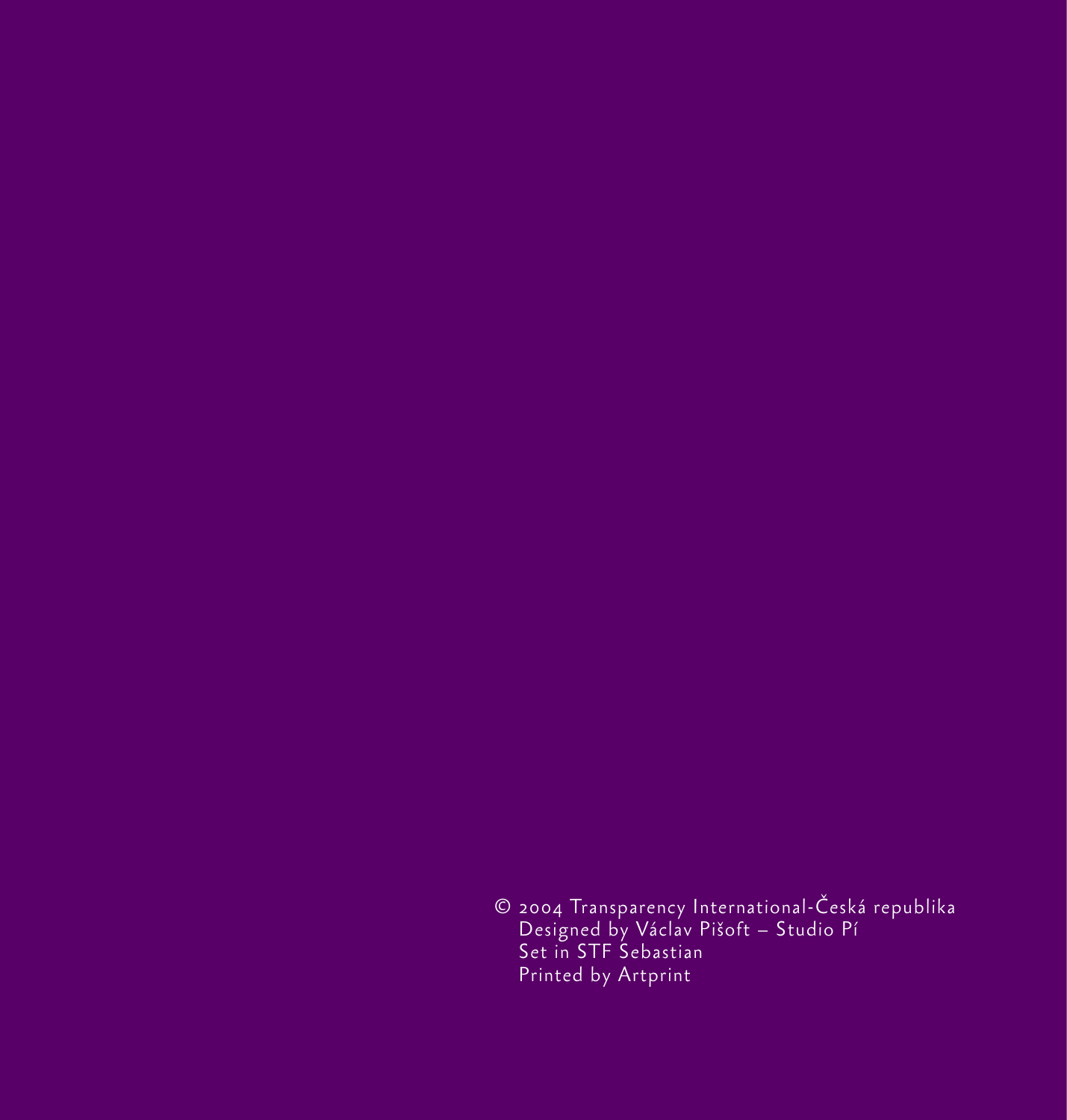© 2004 Transparency International-Česká republika
Designed by Václav Pišoft – Studio Pí
Set in STF Sebastian
Printed by Artprint